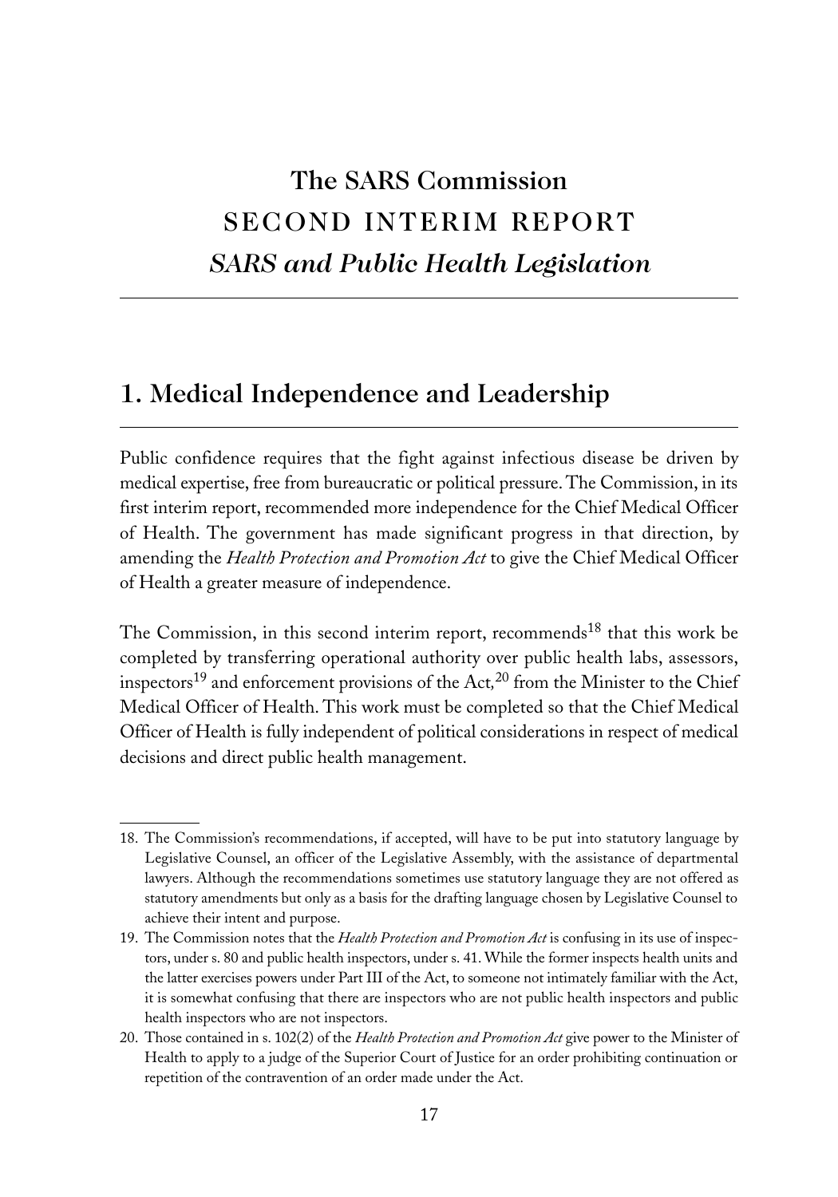# The SARS Commission
# SECOND INTERIM REPORT
# *SARS and Public Health Legislation*

## 1. Medical Independence and Leadership

Public confidence requires that the fight against infectious disease be driven by medical expertise, free from bureaucratic or political pressure. The Commission, in its first interim report, recommended more independence for the Chief Medical Officer of Health. The government has made significant progress in that direction, by amending the *Health Protection and Promotion Act* to give the Chief Medical Officer of Health a greater measure of independence.

The Commission, in this second interim report, recommends[18] that this work be completed by transferring operational authority over public health labs, assessors, inspectors[19] and enforcement provisions of the Act,[20] from the Minister to the Chief Medical Officer of Health. This work must be completed so that the Chief Medical Officer of Health is fully independent of political considerations in respect of medical decisions and direct public health management.

---

18. The Commission's recommendations, if accepted, will have to be put into statutory language by Legislative Counsel, an officer of the Legislative Assembly, with the assistance of departmental lawyers. Although the recommendations sometimes use statutory language they are not offered as statutory amendments but only as a basis for the drafting language chosen by Legislative Counsel to achieve their intent and purpose.

19. The Commission notes that the *Health Protection and Promotion Act* is confusing in its use of inspectors, under s. 80 and public health inspectors, under s. 41. While the former inspects health units and the latter exercises powers under Part III of the Act, to someone not intimately familiar with the Act, it is somewhat confusing that there are inspectors who are not public health inspectors and public health inspectors who are not inspectors.

20. Those contained in s. 102(2) of the *Health Protection and Promotion Act* give power to the Minister of Health to apply to a judge of the Superior Court of Justice for an order prohibiting continuation or repetition of the contravention of an order made under the Act.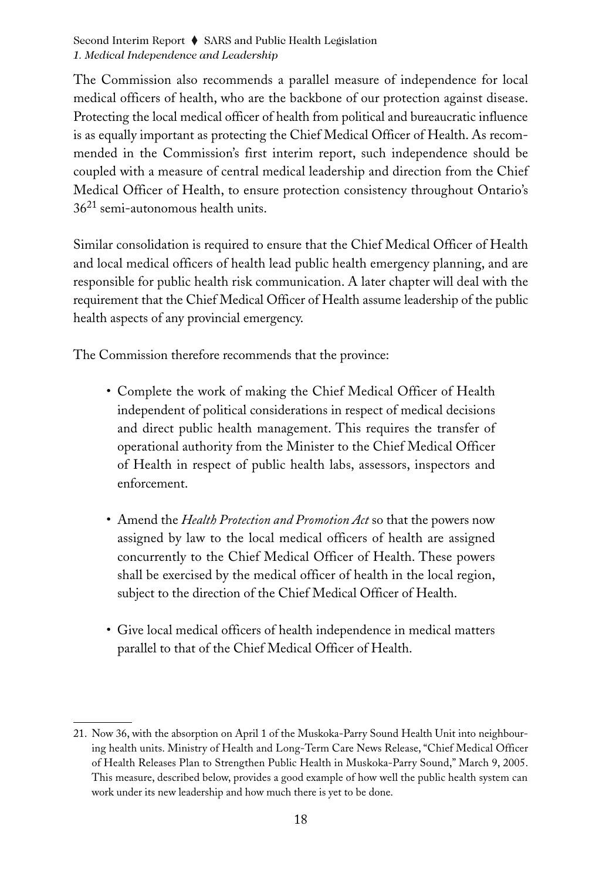The Commission also recommends a parallel measure of independence for local medical officers of health, who are the backbone of our protection against disease. Protecting the local medical officer of health from political and bureaucratic influence is as equally important as protecting the Chief Medical Officer of Health. As recommended in the Commission's first interim report, such independence should be coupled with a measure of central medical leadership and direction from the Chief Medical Officer of Health, to ensure protection consistency throughout Ontario's 36[21] semi-autonomous health units.

Similar consolidation is required to ensure that the Chief Medical Officer of Health and local medical officers of health lead public health emergency planning, and are responsible for public health risk communication. A later chapter will deal with the requirement that the Chief Medical Officer of Health assume leadership of the public health aspects of any provincial emergency.

The Commission therefore recommends that the province:

- Complete the work of making the Chief Medical Officer of Health independent of political considerations in respect of medical decisions and direct public health management. This requires the transfer of operational authority from the Minister to the Chief Medical Officer of Health in respect of public health labs, assessors, inspectors and enforcement.

- Amend the *Health Protection and Promotion Act* so that the powers now assigned by law to the local medical officers of health are assigned concurrently to the Chief Medical Officer of Health. These powers shall be exercised by the medical officer of health in the local region, subject to the direction of the Chief Medical Officer of Health.

- Give local medical officers of health independence in medical matters parallel to that of the Chief Medical Officer of Health.

---

21. Now 36, with the absorption on April 1 of the Muskoka-Parry Sound Health Unit into neighbouring health units. Ministry of Health and Long-Term Care News Release, "Chief Medical Officer of Health Releases Plan to Strengthen Public Health in Muskoka-Parry Sound," March 9, 2005. This measure, described below, provides a good example of how well the public health system can work under its new leadership and how much there is yet to be done.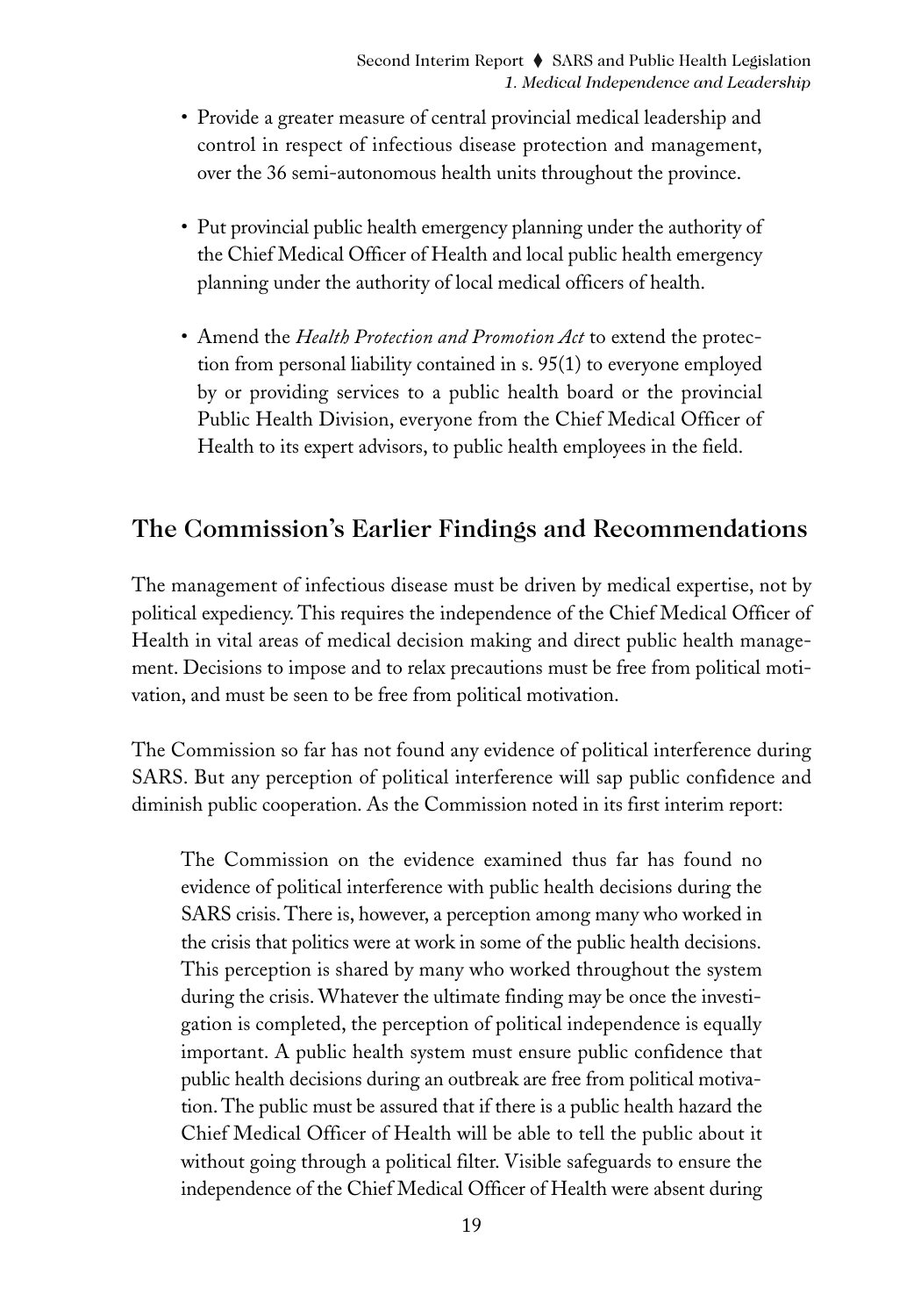- Provide a greater measure of central provincial medical leadership and control in respect of infectious disease protection and management, over the 36 semi-autonomous health units throughout the province.

- Put provincial public health emergency planning under the authority of the Chief Medical Officer of Health and local public health emergency planning under the authority of local medical officers of health.

- Amend the *Health Protection and Promotion Act* to extend the protection from personal liability contained in s. 95(1) to everyone employed by or providing services to a public health board or the provincial Public Health Division, everyone from the Chief Medical Officer of Health to its expert advisors, to public health employees in the field.

## The Commission's Earlier Findings and Recommendations

The management of infectious disease must be driven by medical expertise, not by political expediency. This requires the independence of the Chief Medical Officer of Health in vital areas of medical decision making and direct public health management. Decisions to impose and to relax precautions must be free from political motivation, and must be seen to be free from political motivation.

The Commission so far has not found any evidence of political interference during SARS. But any perception of political interference will sap public confidence and diminish public cooperation. As the Commission noted in its first interim report:

> The Commission on the evidence examined thus far has found no evidence of political interference with public health decisions during the SARS crisis. There is, however, a perception among many who worked in the crisis that politics were at work in some of the public health decisions. This perception is shared by many who worked throughout the system during the crisis. Whatever the ultimate finding may be once the investigation is completed, the perception of political independence is equally important. A public health system must ensure public confidence that public health decisions during an outbreak are free from political motivation. The public must be assured that if there is a public health hazard the Chief Medical Officer of Health will be able to tell the public about it without going through a political filter. Visible safeguards to ensure the independence of the Chief Medical Officer of Health were absent during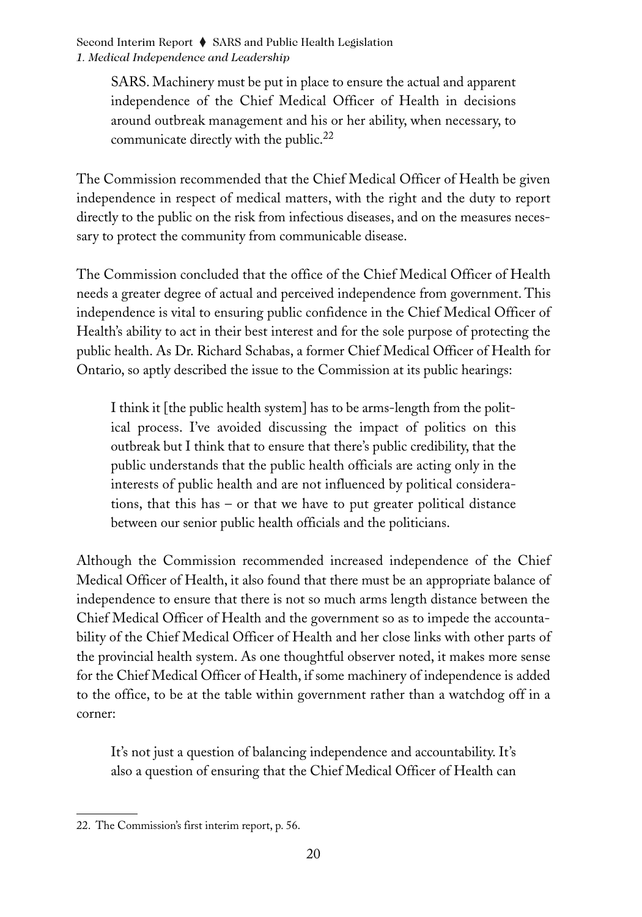> SARS. Machinery must be put in place to ensure the actual and apparent independence of the Chief Medical Officer of Health in decisions around outbreak management and his or her ability, when necessary, to communicate directly with the public.[22]

The Commission recommended that the Chief Medical Officer of Health be given independence in respect of medical matters, with the right and the duty to report directly to the public on the risk from infectious diseases, and on the measures necessary to protect the community from communicable disease.

The Commission concluded that the office of the Chief Medical Officer of Health needs a greater degree of actual and perceived independence from government. This independence is vital to ensuring public confidence in the Chief Medical Officer of Health's ability to act in their best interest and for the sole purpose of protecting the public health. As Dr. Richard Schabas, a former Chief Medical Officer of Health for Ontario, so aptly described the issue to the Commission at its public hearings:

> I think it [the public health system] has to be arms-length from the political process. I've avoided discussing the impact of politics on this outbreak but I think that to ensure that there's public credibility, that the public understands that the public health officials are acting only in the interests of public health and are not influenced by political considerations, that this has – or that we have to put greater political distance between our senior public health officials and the politicians.

Although the Commission recommended increased independence of the Chief Medical Officer of Health, it also found that there must be an appropriate balance of independence to ensure that there is not so much arms length distance between the Chief Medical Officer of Health and the government so as to impede the accountability of the Chief Medical Officer of Health and her close links with other parts of the provincial health system. As one thoughtful observer noted, it makes more sense for the Chief Medical Officer of Health, if some machinery of independence is added to the office, to be at the table within government rather than a watchdog off in a corner:

> It's not just a question of balancing independence and accountability. It's also a question of ensuring that the Chief Medical Officer of Health can

---

22. The Commission's first interim report, p. 56.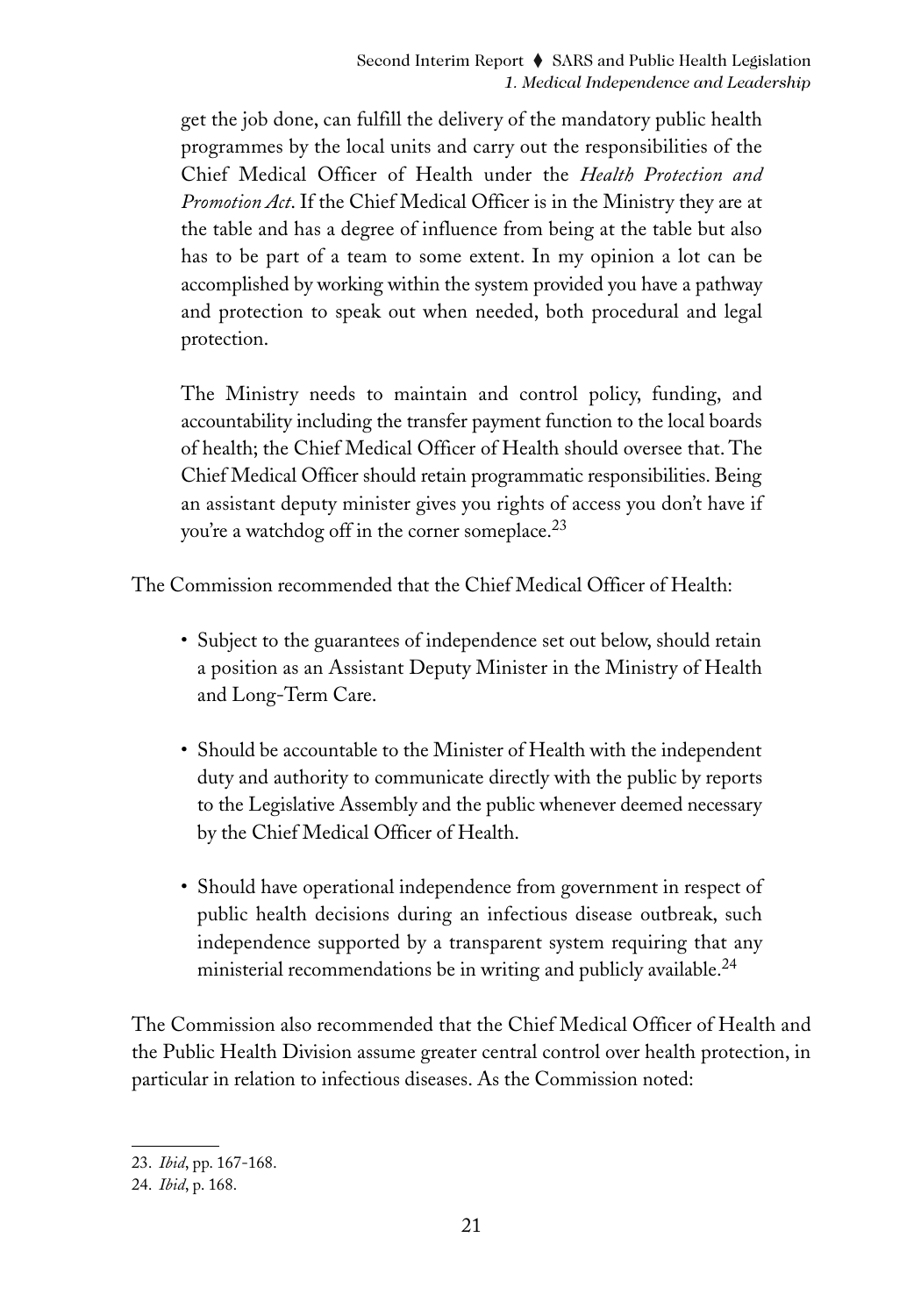> get the job done, can fulfill the delivery of the mandatory public health programmes by the local units and carry out the responsibilities of the Chief Medical Officer of Health under the *Health Protection and Promotion Act*. If the Chief Medical Officer is in the Ministry they are at the table and has a degree of influence from being at the table but also has to be part of a team to some extent. In my opinion a lot can be accomplished by working within the system provided you have a pathway and protection to speak out when needed, both procedural and legal protection.
>
> The Ministry needs to maintain and control policy, funding, and accountability including the transfer payment function to the local boards of health; the Chief Medical Officer of Health should oversee that. The Chief Medical Officer should retain programmatic responsibilities. Being an assistant deputy minister gives you rights of access you don't have if you're a watchdog off in the corner someplace.[23]

The Commission recommended that the Chief Medical Officer of Health:

- Subject to the guarantees of independence set out below, should retain a position as an Assistant Deputy Minister in the Ministry of Health and Long-Term Care.
- Should be accountable to the Minister of Health with the independent duty and authority to communicate directly with the public by reports to the Legislative Assembly and the public whenever deemed necessary by the Chief Medical Officer of Health.
- Should have operational independence from government in respect of public health decisions during an infectious disease outbreak, such independence supported by a transparent system requiring that any ministerial recommendations be in writing and publicly available.[24]

The Commission also recommended that the Chief Medical Officer of Health and the Public Health Division assume greater central control over health protection, in particular in relation to infectious diseases. As the Commission noted:

---

23. *Ibid*, pp. 167-168.

24. *Ibid*, p. 168.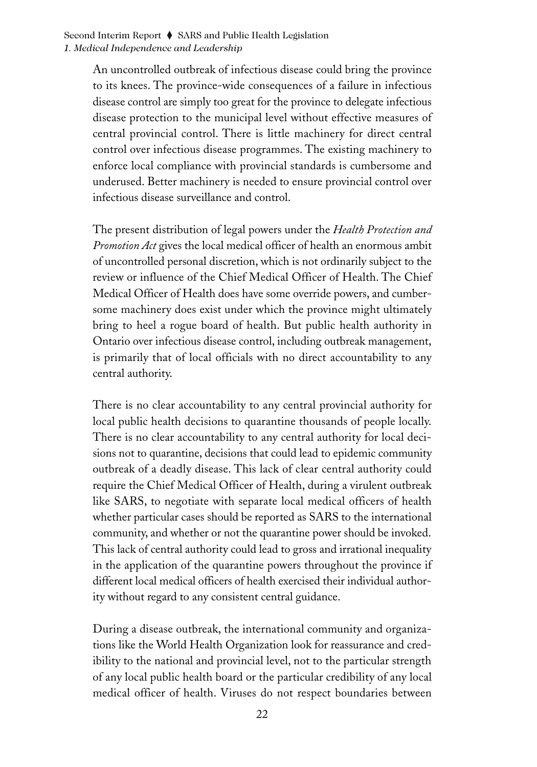An uncontrolled outbreak of infectious disease could bring the province to its knees. The province-wide consequences of a failure in infectious disease control are simply too great for the province to delegate infectious disease protection to the municipal level without effective measures of central provincial control. There is little machinery for direct central control over infectious disease programmes. The existing machinery to enforce local compliance with provincial standards is cumbersome and underused. Better machinery is needed to ensure provincial control over infectious disease surveillance and control.

The present distribution of legal powers under the *Health Protection and Promotion Act* gives the local medical officer of health an enormous ambit of uncontrolled personal discretion, which is not ordinarily subject to the review or influence of the Chief Medical Officer of Health. The Chief Medical Officer of Health does have some override powers, and cumbersome machinery does exist under which the province might ultimately bring to heel a rogue board of health. But public health authority in Ontario over infectious disease control, including outbreak management, is primarily that of local officials with no direct accountability to any central authority.

There is no clear accountability to any central provincial authority for local public health decisions to quarantine thousands of people locally. There is no clear accountability to any central authority for local decisions not to quarantine, decisions that could lead to epidemic community outbreak of a deadly disease. This lack of clear central authority could require the Chief Medical Officer of Health, during a virulent outbreak like SARS, to negotiate with separate local medical officers of health whether particular cases should be reported as SARS to the international community, and whether or not the quarantine power should be invoked. This lack of central authority could lead to gross and irrational inequality in the application of the quarantine powers throughout the province if different local medical officers of health exercised their individual authority without regard to any consistent central guidance.

During a disease outbreak, the international community and organizations like the World Health Organization look for reassurance and credibility to the national and provincial level, not to the particular strength of any local public health board or the particular credibility of any local medical officer of health. Viruses do not respect boundaries between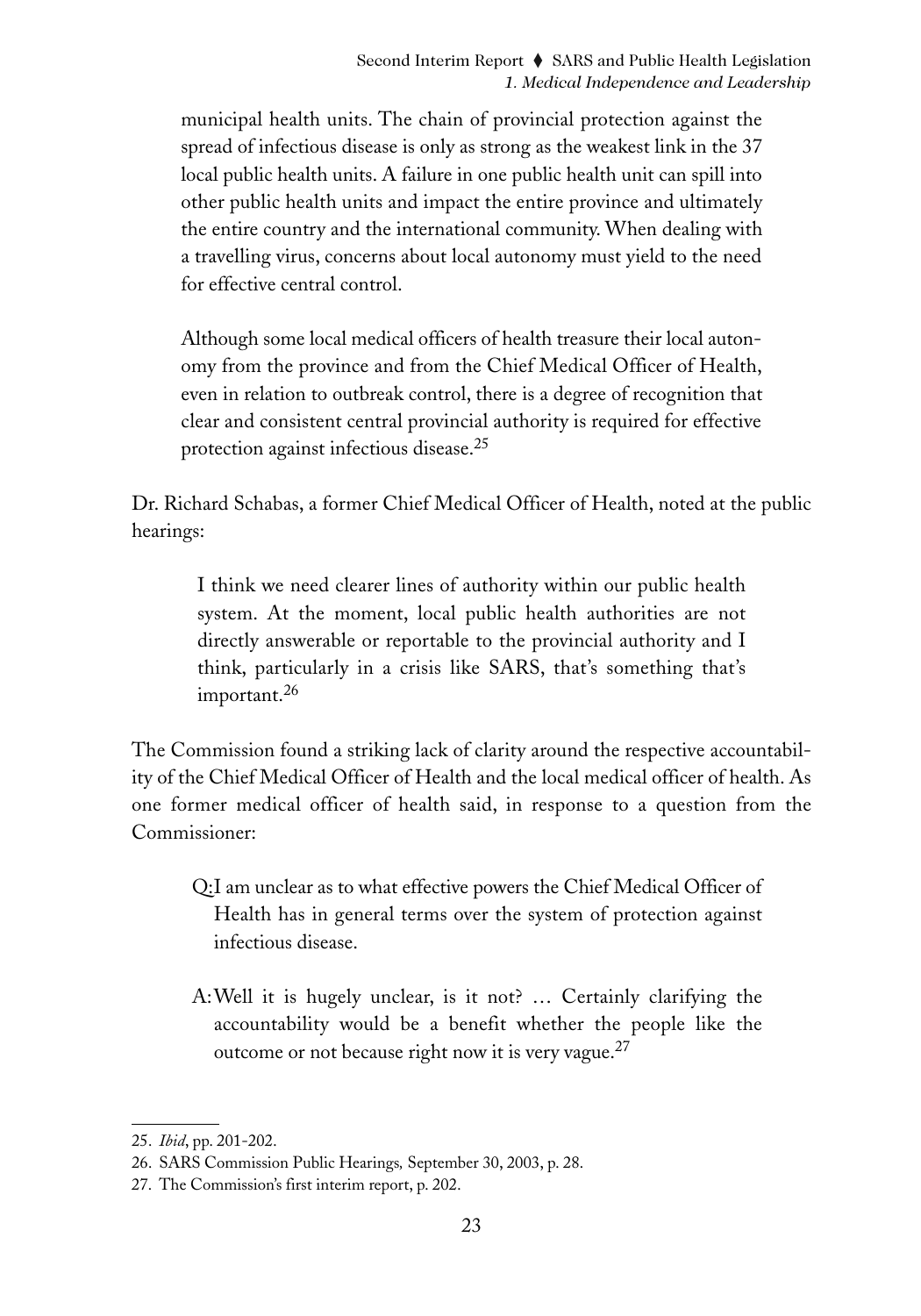> municipal health units. The chain of provincial protection against the spread of infectious disease is only as strong as the weakest link in the 37 local public health units. A failure in one public health unit can spill into other public health units and impact the entire province and ultimately the entire country and the international community. When dealing with a travelling virus, concerns about local autonomy must yield to the need for effective central control.
>
> Although some local medical officers of health treasure their local autonomy from the province and from the Chief Medical Officer of Health, even in relation to outbreak control, there is a degree of recognition that clear and consistent central provincial authority is required for effective protection against infectious disease.[25]

Dr. Richard Schabas, a former Chief Medical Officer of Health, noted at the public hearings:

> I think we need clearer lines of authority within our public health system. At the moment, local public health authorities are not directly answerable or reportable to the provincial authority and I think, particularly in a crisis like SARS, that's something that's important.[26]

The Commission found a striking lack of clarity around the respective accountability of the Chief Medical Officer of Health and the local medical officer of health. As one former medical officer of health said, in response to a question from the Commissioner:

> Q: I am unclear as to what effective powers the Chief Medical Officer of Health has in general terms over the system of protection against infectious disease.
>
> A: Well it is hugely unclear, is it not? … Certainly clarifying the accountability would be a benefit whether the people like the outcome or not because right now it is very vague.[27]

---

25. *Ibid*, pp. 201-202.
26. SARS Commission Public Hearings*,* September 30, 2003, p. 28.
27. The Commission's first interim report, p. 202.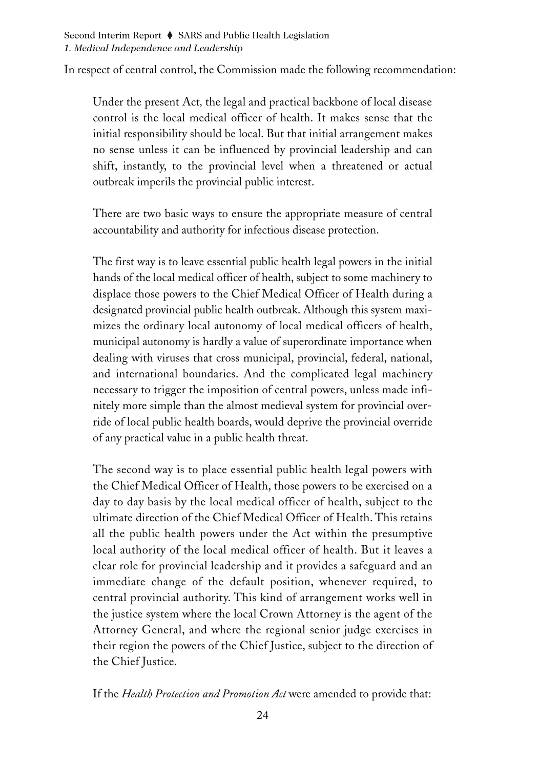In respect of central control, the Commission made the following recommendation:

> Under the present Act, the legal and practical backbone of local disease control is the local medical officer of health. It makes sense that the initial responsibility should be local. But that initial arrangement makes no sense unless it can be influenced by provincial leadership and can shift, instantly, to the provincial level when a threatened or actual outbreak imperils the provincial public interest.
>
> There are two basic ways to ensure the appropriate measure of central accountability and authority for infectious disease protection.
>
> The first way is to leave essential public health legal powers in the initial hands of the local medical officer of health, subject to some machinery to displace those powers to the Chief Medical Officer of Health during a designated provincial public health outbreak. Although this system maximizes the ordinary local autonomy of local medical officers of health, municipal autonomy is hardly a value of superordinate importance when dealing with viruses that cross municipal, provincial, federal, national, and international boundaries. And the complicated legal machinery necessary to trigger the imposition of central powers, unless made infinitely more simple than the almost medieval system for provincial override of local public health boards, would deprive the provincial override of any practical value in a public health threat.
>
> The second way is to place essential public health legal powers with the Chief Medical Officer of Health, those powers to be exercised on a day to day basis by the local medical officer of health, subject to the ultimate direction of the Chief Medical Officer of Health. This retains all the public health powers under the Act within the presumptive local authority of the local medical officer of health. But it leaves a clear role for provincial leadership and it provides a safeguard and an immediate change of the default position, whenever required, to central provincial authority. This kind of arrangement works well in the justice system where the local Crown Attorney is the agent of the Attorney General, and where the regional senior judge exercises in their region the powers of the Chief Justice, subject to the direction of the Chief Justice.
>
> If the *Health Protection and Promotion Act* were amended to provide that: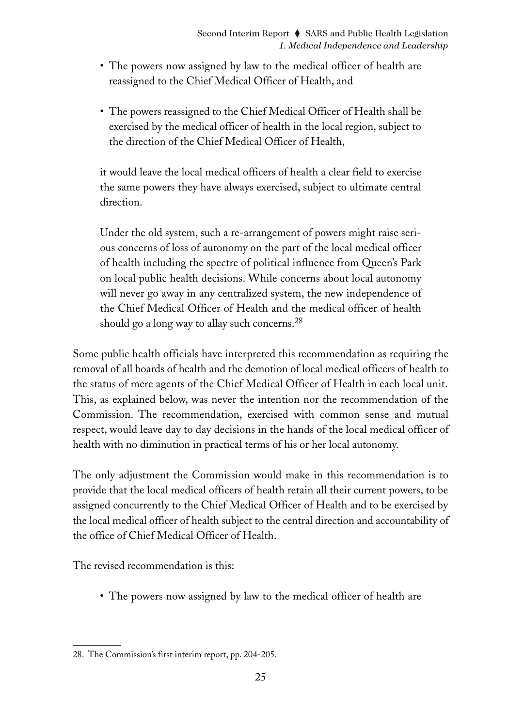- The powers now assigned by law to the medical officer of health are reassigned to the Chief Medical Officer of Health, and

- The powers reassigned to the Chief Medical Officer of Health shall be exercised by the medical officer of health in the local region, subject to the direction of the Chief Medical Officer of Health,

> it would leave the local medical officers of health a clear field to exercise the same powers they have always exercised, subject to ultimate central direction.
>
> Under the old system, such a re-arrangement of powers might raise serious concerns of loss of autonomy on the part of the local medical officer of health including the spectre of political influence from Queen's Park on local public health decisions. While concerns about local autonomy will never go away in any centralized system, the new independence of the Chief Medical Officer of Health and the medical officer of health should go a long way to allay such concerns.[28]

Some public health officials have interpreted this recommendation as requiring the removal of all boards of health and the demotion of local medical officers of health to the status of mere agents of the Chief Medical Officer of Health in each local unit. This, as explained below, was never the intention nor the recommendation of the Commission. The recommendation, exercised with common sense and mutual respect, would leave day to day decisions in the hands of the local medical officer of health with no diminution in practical terms of his or her local autonomy.

The only adjustment the Commission would make in this recommendation is to provide that the local medical officers of health retain all their current powers, to be assigned concurrently to the Chief Medical Officer of Health and to be exercised by the local medical officer of health subject to the central direction and accountability of the office of Chief Medical Officer of Health.

The revised recommendation is this:

- The powers now assigned by law to the medical officer of health are

---

28. The Commission's first interim report, pp. 204-205.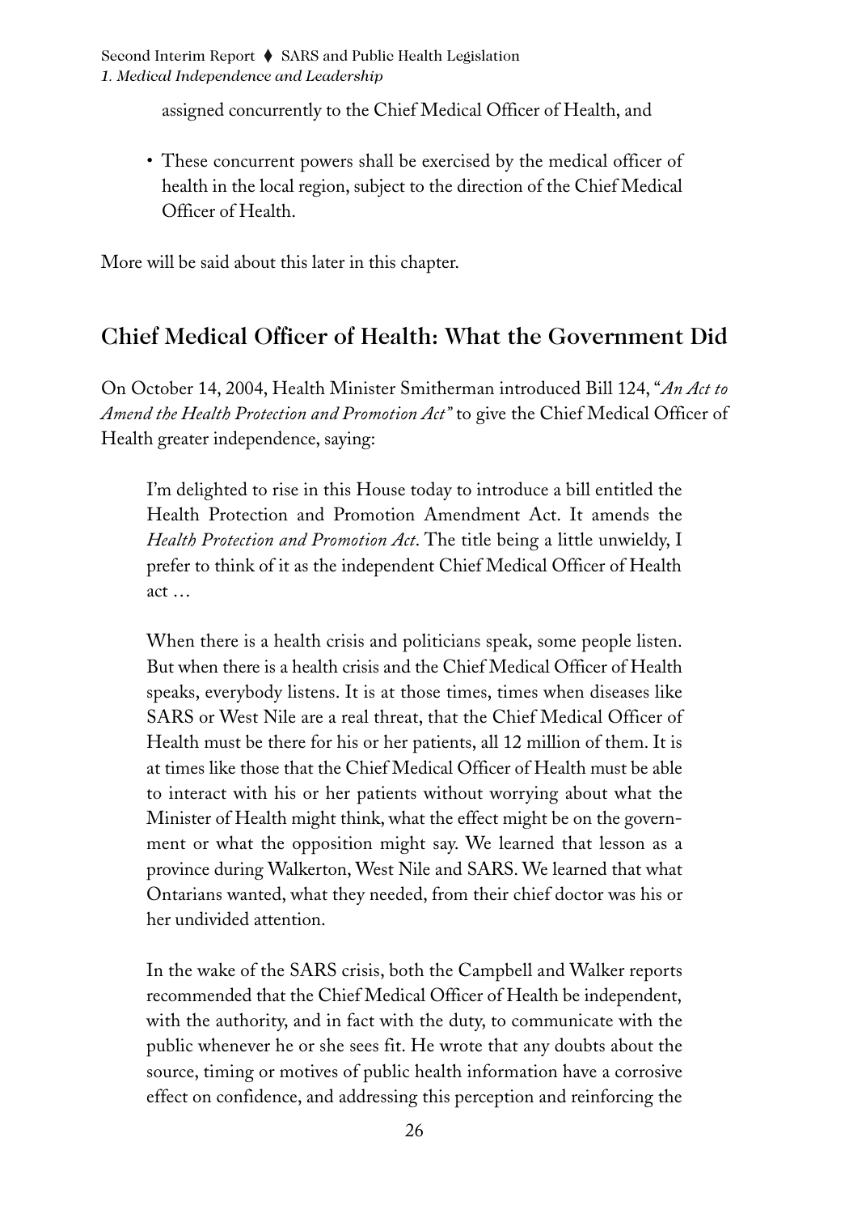assigned concurrently to the Chief Medical Officer of Health, and

- These concurrent powers shall be exercised by the medical officer of health in the local region, subject to the direction of the Chief Medical Officer of Health.

More will be said about this later in this chapter.

## Chief Medical Officer of Health: What the Government Did

On October 14, 2004, Health Minister Smitherman introduced Bill 124, "*An Act to Amend the Health Protection and Promotion Act*" to give the Chief Medical Officer of Health greater independence, saying:

> I'm delighted to rise in this House today to introduce a bill entitled the Health Protection and Promotion Amendment Act. It amends the *Health Protection and Promotion Act*. The title being a little unwieldy, I prefer to think of it as the independent Chief Medical Officer of Health act …
>
> When there is a health crisis and politicians speak, some people listen. But when there is a health crisis and the Chief Medical Officer of Health speaks, everybody listens. It is at those times, times when diseases like SARS or West Nile are a real threat, that the Chief Medical Officer of Health must be there for his or her patients, all 12 million of them. It is at times like those that the Chief Medical Officer of Health must be able to interact with his or her patients without worrying about what the Minister of Health might think, what the effect might be on the government or what the opposition might say. We learned that lesson as a province during Walkerton, West Nile and SARS. We learned that what Ontarians wanted, what they needed, from their chief doctor was his or her undivided attention.
>
> In the wake of the SARS crisis, both the Campbell and Walker reports recommended that the Chief Medical Officer of Health be independent, with the authority, and in fact with the duty, to communicate with the public whenever he or she sees fit. He wrote that any doubts about the source, timing or motives of public health information have a corrosive effect on confidence, and addressing this perception and reinforcing the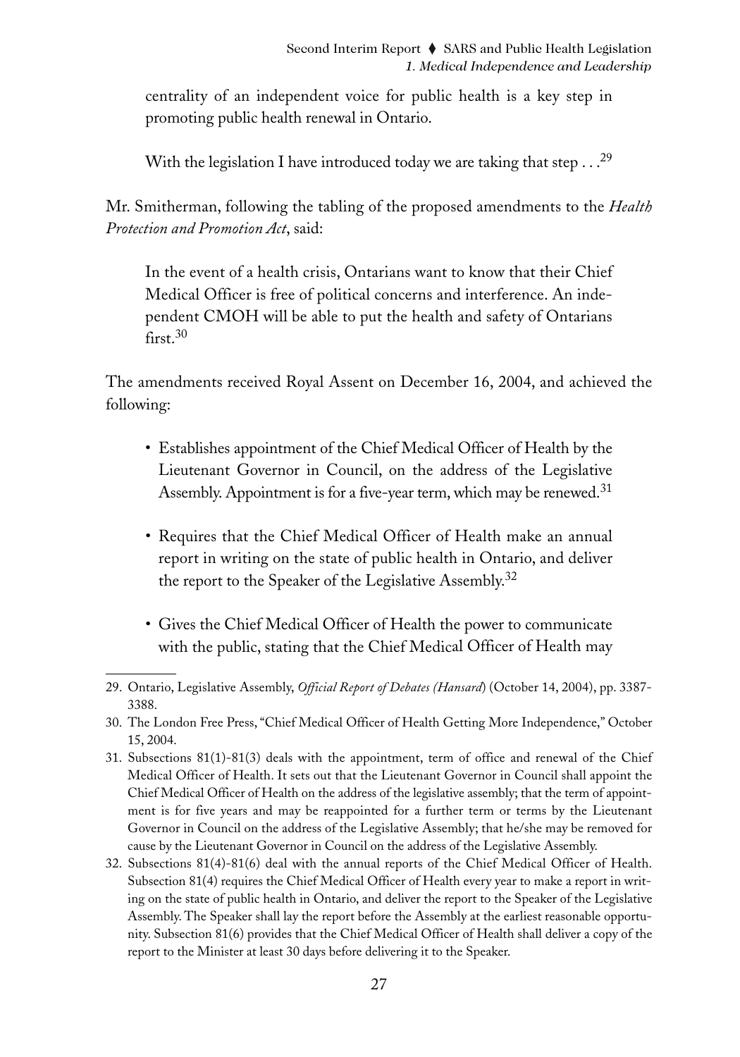centrality of an independent voice for public health is a key step in promoting public health renewal in Ontario.

> With the legislation I have introduced today we are taking that step . . .[29]

Mr. Smitherman, following the tabling of the proposed amendments to the *Health Protection and Promotion Act*, said:

> In the event of a health crisis, Ontarians want to know that their Chief Medical Officer is free of political concerns and interference. An independent CMOH will be able to put the health and safety of Ontarians first.[30]

The amendments received Royal Assent on December 16, 2004, and achieved the following:

- Establishes appointment of the Chief Medical Officer of Health by the Lieutenant Governor in Council, on the address of the Legislative Assembly. Appointment is for a five-year term, which may be renewed.[31]
- Requires that the Chief Medical Officer of Health make an annual report in writing on the state of public health in Ontario, and deliver the report to the Speaker of the Legislative Assembly.[32]
- Gives the Chief Medical Officer of Health the power to communicate with the public, stating that the Chief Medical Officer of Health may

---

29. Ontario, Legislative Assembly, *Official Report of Debates (Hansard)* (October 14, 2004), pp. 3387-3388.
30. The London Free Press, "Chief Medical Officer of Health Getting More Independence," October 15, 2004.
31. Subsections 81(1)-81(3) deals with the appointment, term of office and renewal of the Chief Medical Officer of Health. It sets out that the Lieutenant Governor in Council shall appoint the Chief Medical Officer of Health on the address of the legislative assembly; that the term of appointment is for five years and may be reappointed for a further term or terms by the Lieutenant Governor in Council on the address of the Legislative Assembly; that he/she may be removed for cause by the Lieutenant Governor in Council on the address of the Legislative Assembly.
32. Subsections 81(4)-81(6) deal with the annual reports of the Chief Medical Officer of Health. Subsection 81(4) requires the Chief Medical Officer of Health every year to make a report in writing on the state of public health in Ontario, and deliver the report to the Speaker of the Legislative Assembly. The Speaker shall lay the report before the Assembly at the earliest reasonable opportunity. Subsection 81(6) provides that the Chief Medical Officer of Health shall deliver a copy of the report to the Minister at least 30 days before delivering it to the Speaker.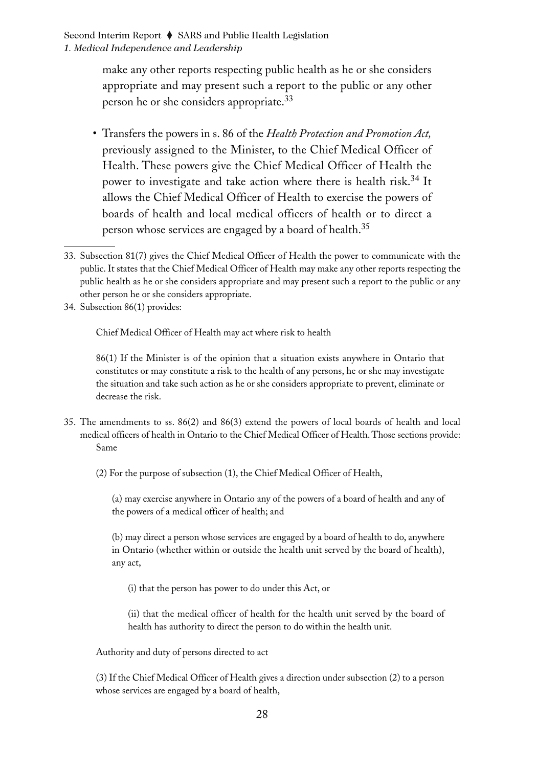make any other reports respecting public health as he or she considers appropriate and may present such a report to the public or any other person he or she considers appropriate.[33]

- Transfers the powers in s. 86 of the *Health Protection and Promotion Act,* previously assigned to the Minister, to the Chief Medical Officer of Health. These powers give the Chief Medical Officer of Health the power to investigate and take action where there is health risk.[34] It allows the Chief Medical Officer of Health to exercise the powers of boards of health and local medical officers of health or to direct a person whose services are engaged by a board of health.[35]

---

33. Subsection 81(7) gives the Chief Medical Officer of Health the power to communicate with the public. It states that the Chief Medical Officer of Health may make any other reports respecting the public health as he or she considers appropriate and may present such a report to the public or any other person he or she considers appropriate.

34. Subsection 86(1) provides:

    Chief Medical Officer of Health may act where risk to health

    86(1) If the Minister is of the opinion that a situation exists anywhere in Ontario that constitutes or may constitute a risk to the health of any persons, he or she may investigate the situation and take such action as he or she considers appropriate to prevent, eliminate or decrease the risk.

35. The amendments to ss. 86(2) and 86(3) extend the powers of local boards of health and local medical officers of health in Ontario to the Chief Medical Officer of Health. Those sections provide:
    Same

    (2) For the purpose of subsection (1), the Chief Medical Officer of Health,

    (a) may exercise anywhere in Ontario any of the powers of a board of health and any of the powers of a medical officer of health; and

    (b) may direct a person whose services are engaged by a board of health to do, anywhere in Ontario (whether within or outside the health unit served by the board of health), any act,

    (i) that the person has power to do under this Act, or

    (ii) that the medical officer of health for the health unit served by the board of health has authority to direct the person to do within the health unit.

    Authority and duty of persons directed to act

    (3) If the Chief Medical Officer of Health gives a direction under subsection (2) to a person whose services are engaged by a board of health,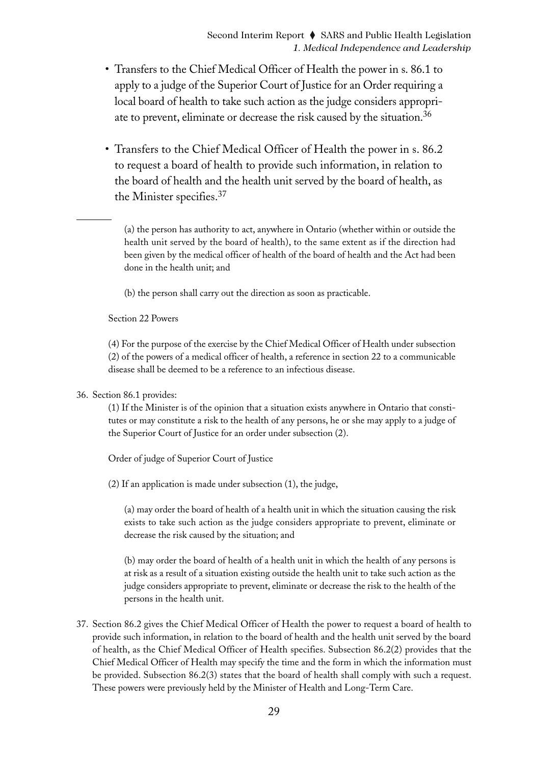- Transfers to the Chief Medical Officer of Health the power in s. 86.1 to apply to a judge of the Superior Court of Justice for an Order requiring a local board of health to take such action as the judge considers appropriate to prevent, eliminate or decrease the risk caused by the situation.[36]

- Transfers to the Chief Medical Officer of Health the power in s. 86.2 to request a board of health to provide such information, in relation to the board of health and the health unit served by the board of health, as the Minister specifies.[37]

---

(a) the person has authority to act, anywhere in Ontario (whether within or outside the health unit served by the board of health), to the same extent as if the direction had been given by the medical officer of health of the board of health and the Act had been done in the health unit; and

(b) the person shall carry out the direction as soon as practicable.

Section 22 Powers

(4) For the purpose of the exercise by the Chief Medical Officer of Health under subsection (2) of the powers of a medical officer of health, a reference in section 22 to a communicable disease shall be deemed to be a reference to an infectious disease.

36. Section 86.1 provides:

(1) If the Minister is of the opinion that a situation exists anywhere in Ontario that constitutes or may constitute a risk to the health of any persons, he or she may apply to a judge of the Superior Court of Justice for an order under subsection (2).

Order of judge of Superior Court of Justice

(2) If an application is made under subsection (1), the judge,

(a) may order the board of health of a health unit in which the situation causing the risk exists to take such action as the judge considers appropriate to prevent, eliminate or decrease the risk caused by the situation; and

(b) may order the board of health of a health unit in which the health of any persons is at risk as a result of a situation existing outside the health unit to take such action as the judge considers appropriate to prevent, eliminate or decrease the risk to the health of the persons in the health unit.

37. Section 86.2 gives the Chief Medical Officer of Health the power to request a board of health to provide such information, in relation to the board of health and the health unit served by the board of health, as the Chief Medical Officer of Health specifies. Subsection 86.2(2) provides that the Chief Medical Officer of Health may specify the time and the form in which the information must be provided. Subsection 86.2(3) states that the board of health shall comply with such a request. These powers were previously held by the Minister of Health and Long-Term Care.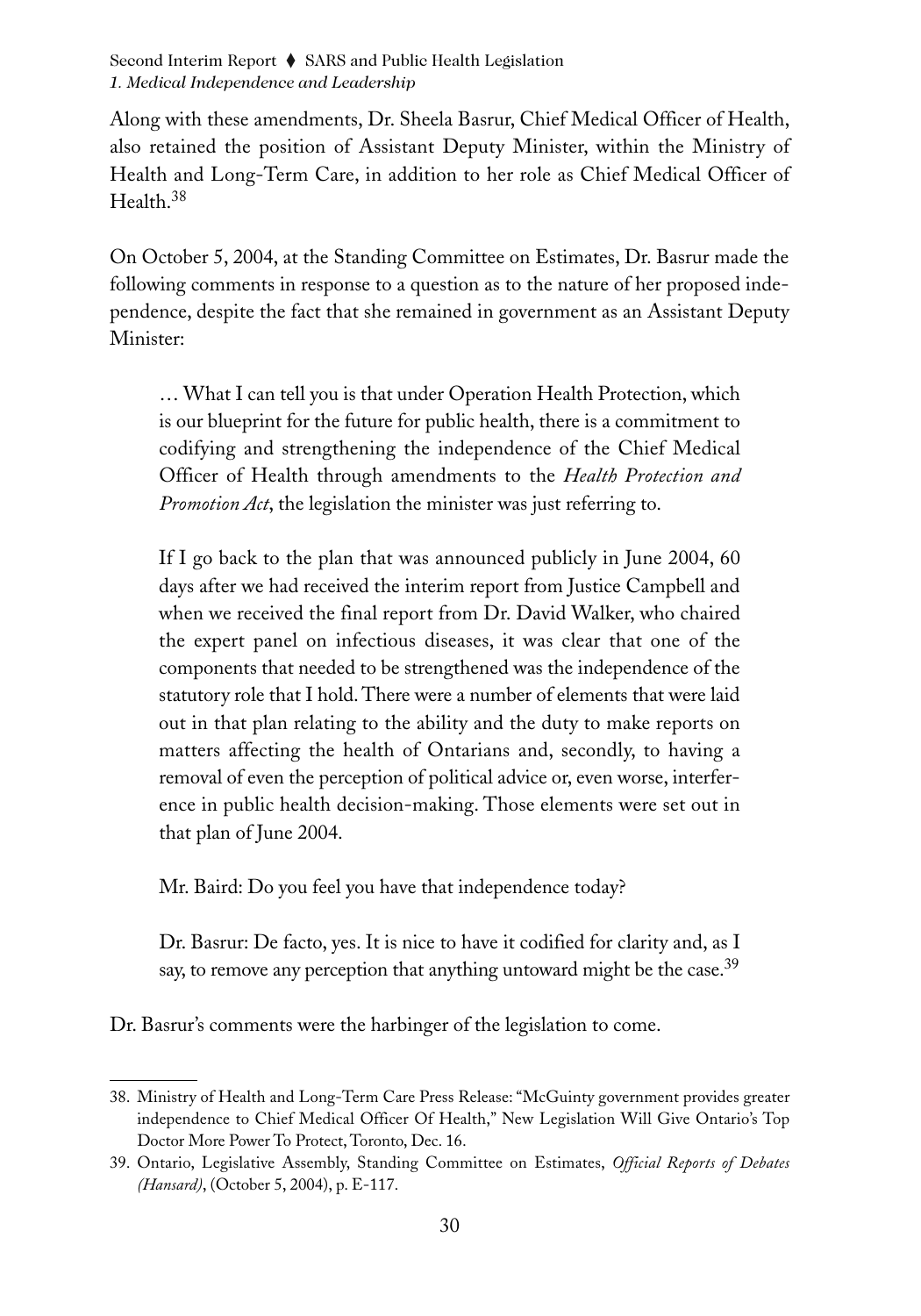Along with these amendments, Dr. Sheela Basrur, Chief Medical Officer of Health, also retained the position of Assistant Deputy Minister, within the Ministry of Health and Long-Term Care, in addition to her role as Chief Medical Officer of Health.[38]

On October 5, 2004, at the Standing Committee on Estimates, Dr. Basrur made the following comments in response to a question as to the nature of her proposed independence, despite the fact that she remained in government as an Assistant Deputy Minister:

> … What I can tell you is that under Operation Health Protection, which is our blueprint for the future for public health, there is a commitment to codifying and strengthening the independence of the Chief Medical Officer of Health through amendments to the *Health Protection and Promotion Act*, the legislation the minister was just referring to.
>
> If I go back to the plan that was announced publicly in June 2004, 60 days after we had received the interim report from Justice Campbell and when we received the final report from Dr. David Walker, who chaired the expert panel on infectious diseases, it was clear that one of the components that needed to be strengthened was the independence of the statutory role that I hold. There were a number of elements that were laid out in that plan relating to the ability and the duty to make reports on matters affecting the health of Ontarians and, secondly, to having a removal of even the perception of political advice or, even worse, interference in public health decision-making. Those elements were set out in that plan of June 2004.
>
> Mr. Baird: Do you feel you have that independence today?
>
> Dr. Basrur: De facto, yes. It is nice to have it codified for clarity and, as I say, to remove any perception that anything untoward might be the case.[39]

Dr. Basrur's comments were the harbinger of the legislation to come.

---

38. Ministry of Health and Long-Term Care Press Release: "McGuinty government provides greater independence to Chief Medical Officer Of Health," New Legislation Will Give Ontario's Top Doctor More Power To Protect, Toronto, Dec. 16.

39. Ontario, Legislative Assembly, Standing Committee on Estimates, *Official Reports of Debates (Hansard)*, (October 5, 2004), p. E-117.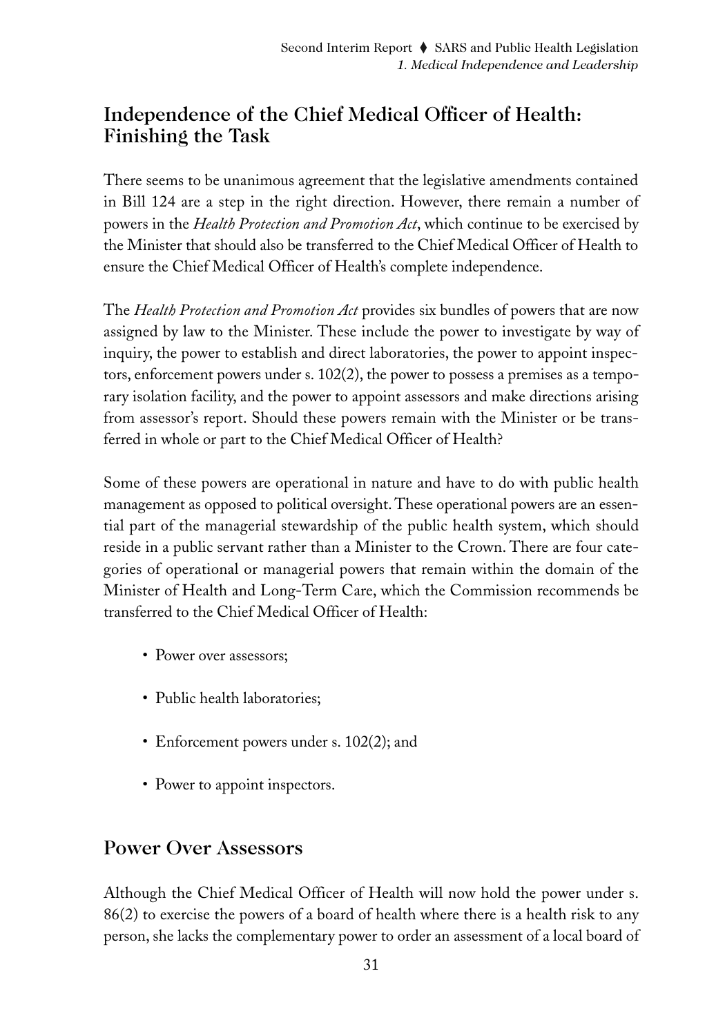## Independence of the Chief Medical Officer of Health: Finishing the Task

There seems to be unanimous agreement that the legislative amendments contained in Bill 124 are a step in the right direction. However, there remain a number of powers in the *Health Protection and Promotion Act*, which continue to be exercised by the Minister that should also be transferred to the Chief Medical Officer of Health to ensure the Chief Medical Officer of Health's complete independence.

The *Health Protection and Promotion Act* provides six bundles of powers that are now assigned by law to the Minister. These include the power to investigate by way of inquiry, the power to establish and direct laboratories, the power to appoint inspectors, enforcement powers under s. 102(2), the power to possess a premises as a temporary isolation facility, and the power to appoint assessors and make directions arising from assessor's report. Should these powers remain with the Minister or be transferred in whole or part to the Chief Medical Officer of Health?

Some of these powers are operational in nature and have to do with public health management as opposed to political oversight. These operational powers are an essential part of the managerial stewardship of the public health system, which should reside in a public servant rather than a Minister to the Crown. There are four categories of operational or managerial powers that remain within the domain of the Minister of Health and Long-Term Care, which the Commission recommends be transferred to the Chief Medical Officer of Health:

- Power over assessors;
- Public health laboratories;
- Enforcement powers under s. 102(2); and
- Power to appoint inspectors.

## Power Over Assessors

Although the Chief Medical Officer of Health will now hold the power under s. 86(2) to exercise the powers of a board of health where there is a health risk to any person, she lacks the complementary power to order an assessment of a local board of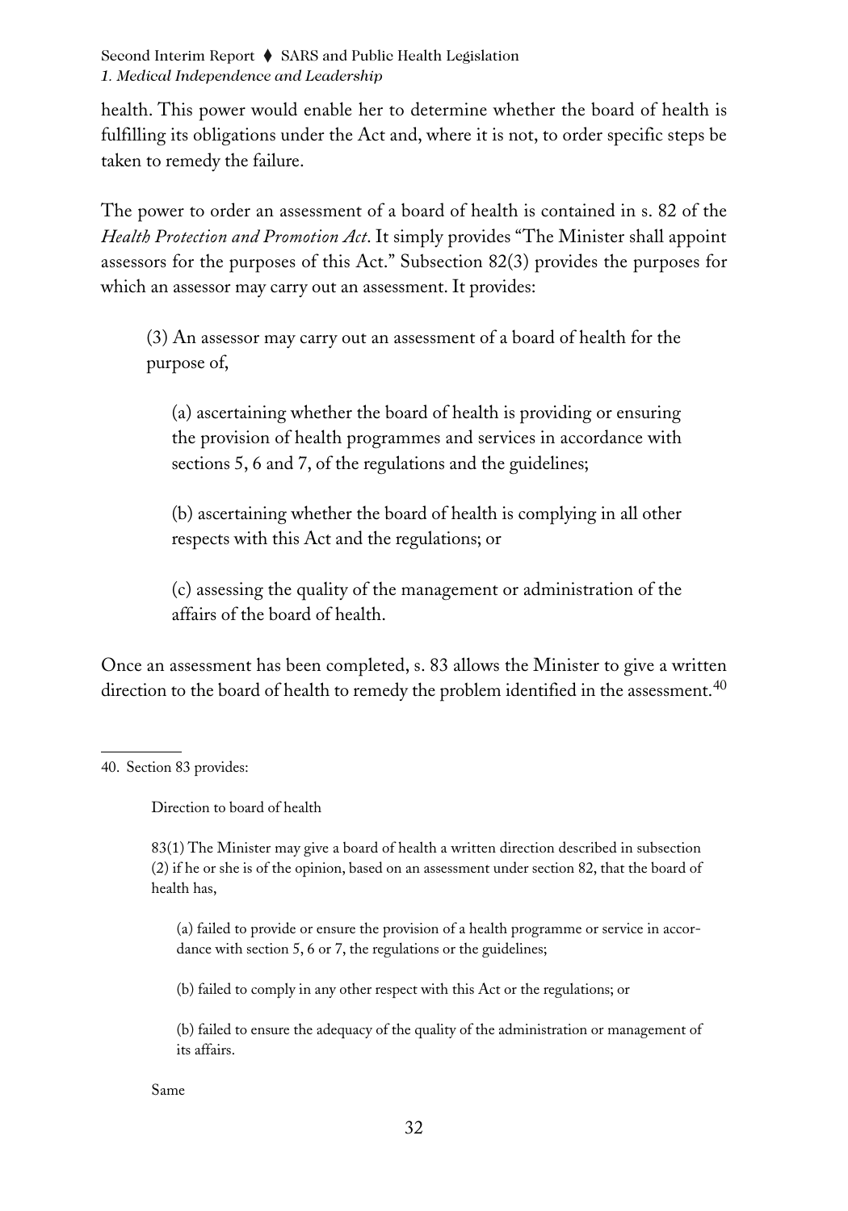health. This power would enable her to determine whether the board of health is fulfilling its obligations under the Act and, where it is not, to order specific steps be taken to remedy the failure.

The power to order an assessment of a board of health is contained in s. 82 of the *Health Protection and Promotion Act*. It simply provides "The Minister shall appoint assessors for the purposes of this Act." Subsection 82(3) provides the purposes for which an assessor may carry out an assessment. It provides:

> (3) An assessor may carry out an assessment of a board of health for the purpose of,
>
> > (a) ascertaining whether the board of health is providing or ensuring the provision of health programmes and services in accordance with sections 5, 6 and 7, of the regulations and the guidelines;
> >
> > (b) ascertaining whether the board of health is complying in all other respects with this Act and the regulations; or
> >
> > (c) assessing the quality of the management or administration of the affairs of the board of health.

Once an assessment has been completed, s. 83 allows the Minister to give a written direction to the board of health to remedy the problem identified in the assessment.[40]

---

40. Section 83 provides:

> Direction to board of health
>
> 83(1) The Minister may give a board of health a written direction described in subsection (2) if he or she is of the opinion, based on an assessment under section 82, that the board of health has,
>
> > (a) failed to provide or ensure the provision of a health programme or service in accordance with section 5, 6 or 7, the regulations or the guidelines;
> >
> > (b) failed to comply in any other respect with this Act or the regulations; or
> >
> > (b) failed to ensure the adequacy of the quality of the administration or management of its affairs.
>
> Same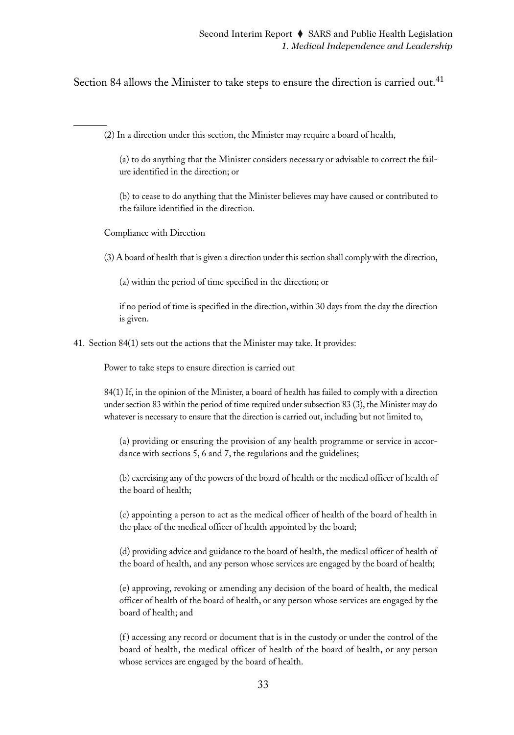Section 84 allows the Minister to take steps to ensure the direction is carried out.[41]

---

(2) In a direction under this section, the Minister may require a board of health,

(a) to do anything that the Minister considers necessary or advisable to correct the failure identified in the direction; or

(b) to cease to do anything that the Minister believes may have caused or contributed to the failure identified in the direction.

Compliance with Direction

(3) A board of health that is given a direction under this section shall comply with the direction,

(a) within the period of time specified in the direction; or

if no period of time is specified in the direction, within 30 days from the day the direction is given.

41. Section 84(1) sets out the actions that the Minister may take. It provides:

Power to take steps to ensure direction is carried out

84(1) If, in the opinion of the Minister, a board of health has failed to comply with a direction under section 83 within the period of time required under subsection 83 (3), the Minister may do whatever is necessary to ensure that the direction is carried out, including but not limited to,

(a) providing or ensuring the provision of any health programme or service in accordance with sections 5, 6 and 7, the regulations and the guidelines;

(b) exercising any of the powers of the board of health or the medical officer of health of the board of health;

(c) appointing a person to act as the medical officer of health of the board of health in the place of the medical officer of health appointed by the board;

(d) providing advice and guidance to the board of health, the medical officer of health of the board of health, and any person whose services are engaged by the board of health;

(e) approving, revoking or amending any decision of the board of health, the medical officer of health of the board of health, or any person whose services are engaged by the board of health; and

(f) accessing any record or document that is in the custody or under the control of the board of health, the medical officer of health of the board of health, or any person whose services are engaged by the board of health.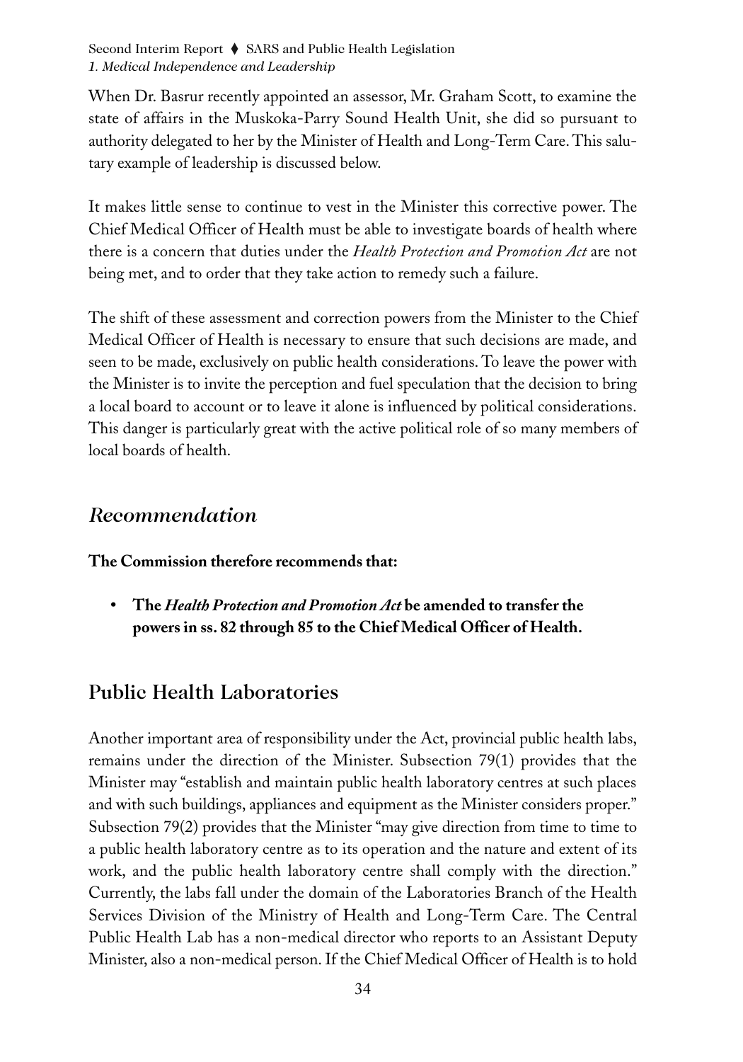When Dr. Basrur recently appointed an assessor, Mr. Graham Scott, to examine the state of affairs in the Muskoka-Parry Sound Health Unit, she did so pursuant to authority delegated to her by the Minister of Health and Long-Term Care. This salutary example of leadership is discussed below.

It makes little sense to continue to vest in the Minister this corrective power. The Chief Medical Officer of Health must be able to investigate boards of health where there is a concern that duties under the *Health Protection and Promotion Act* are not being met, and to order that they take action to remedy such a failure.

The shift of these assessment and correction powers from the Minister to the Chief Medical Officer of Health is necessary to ensure that such decisions are made, and seen to be made, exclusively on public health considerations. To leave the power with the Minister is to invite the perception and fuel speculation that the decision to bring a local board to account or to leave it alone is influenced by political considerations. This danger is particularly great with the active political role of so many members of local boards of health.

### *Recommendation*

**The Commission therefore recommends that:**

- **The *Health Protection and Promotion Act* be amended to transfer the powers in ss. 82 through 85 to the Chief Medical Officer of Health.**

## Public Health Laboratories

Another important area of responsibility under the Act, provincial public health labs, remains under the direction of the Minister. Subsection 79(1) provides that the Minister may "establish and maintain public health laboratory centres at such places and with such buildings, appliances and equipment as the Minister considers proper." Subsection 79(2) provides that the Minister "may give direction from time to time to a public health laboratory centre as to its operation and the nature and extent of its work, and the public health laboratory centre shall comply with the direction." Currently, the labs fall under the domain of the Laboratories Branch of the Health Services Division of the Ministry of Health and Long-Term Care. The Central Public Health Lab has a non-medical director who reports to an Assistant Deputy Minister, also a non-medical person. If the Chief Medical Officer of Health is to hold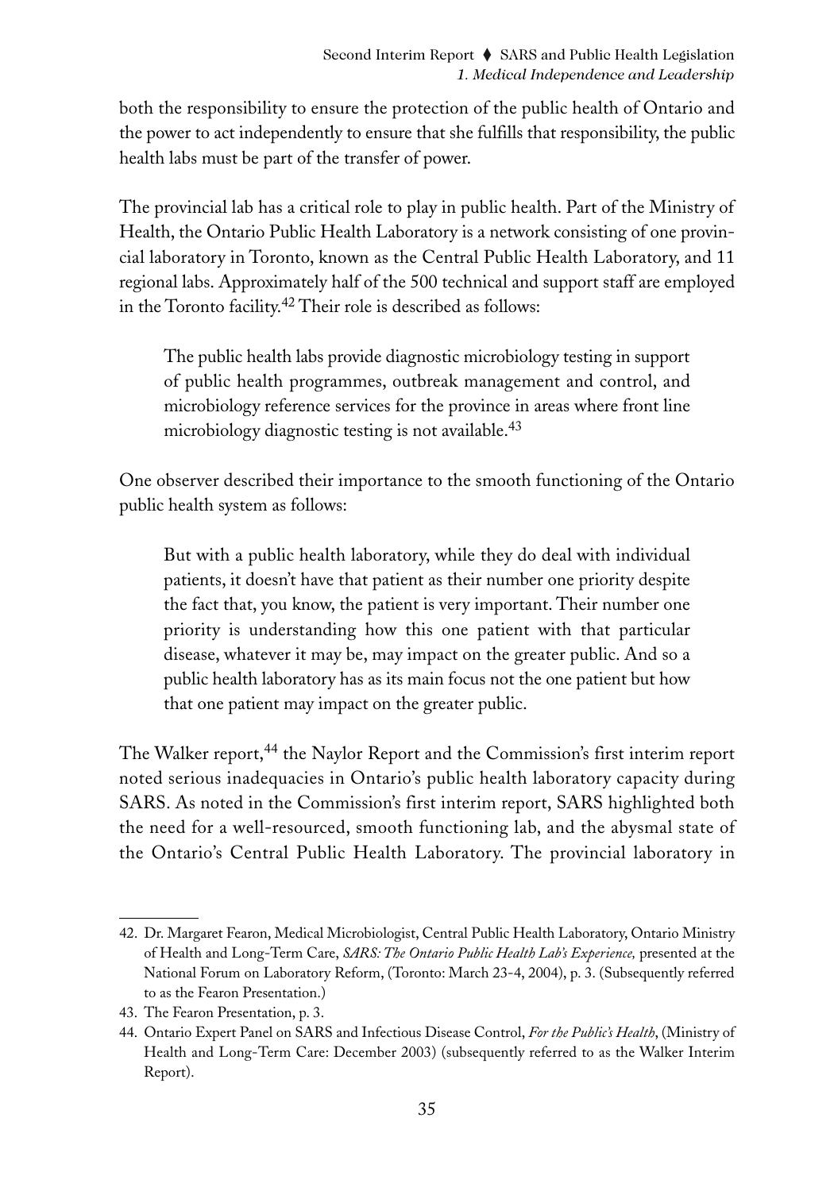both the responsibility to ensure the protection of the public health of Ontario and the power to act independently to ensure that she fulfills that responsibility, the public health labs must be part of the transfer of power.

The provincial lab has a critical role to play in public health. Part of the Ministry of Health, the Ontario Public Health Laboratory is a network consisting of one provincial laboratory in Toronto, known as the Central Public Health Laboratory, and 11 regional labs. Approximately half of the 500 technical and support staff are employed in the Toronto facility.[42] Their role is described as follows:

> The public health labs provide diagnostic microbiology testing in support of public health programmes, outbreak management and control, and microbiology reference services for the province in areas where front line microbiology diagnostic testing is not available.[43]

One observer described their importance to the smooth functioning of the Ontario public health system as follows:

> But with a public health laboratory, while they do deal with individual patients, it doesn't have that patient as their number one priority despite the fact that, you know, the patient is very important. Their number one priority is understanding how this one patient with that particular disease, whatever it may be, may impact on the greater public. And so a public health laboratory has as its main focus not the one patient but how that one patient may impact on the greater public.

The Walker report,[44] the Naylor Report and the Commission's first interim report noted serious inadequacies in Ontario's public health laboratory capacity during SARS. As noted in the Commission's first interim report, SARS highlighted both the need for a well-resourced, smooth functioning lab, and the abysmal state of the Ontario's Central Public Health Laboratory. The provincial laboratory in

---

42. Dr. Margaret Fearon, Medical Microbiologist, Central Public Health Laboratory, Ontario Ministry of Health and Long-Term Care, *SARS: The Ontario Public Health Lab's Experience,* presented at the National Forum on Laboratory Reform, (Toronto: March 23-4, 2004), p. 3. (Subsequently referred to as the Fearon Presentation.)

43. The Fearon Presentation, p. 3.

44. Ontario Expert Panel on SARS and Infectious Disease Control, *For the Public's Health*, (Ministry of Health and Long-Term Care: December 2003) (subsequently referred to as the Walker Interim Report).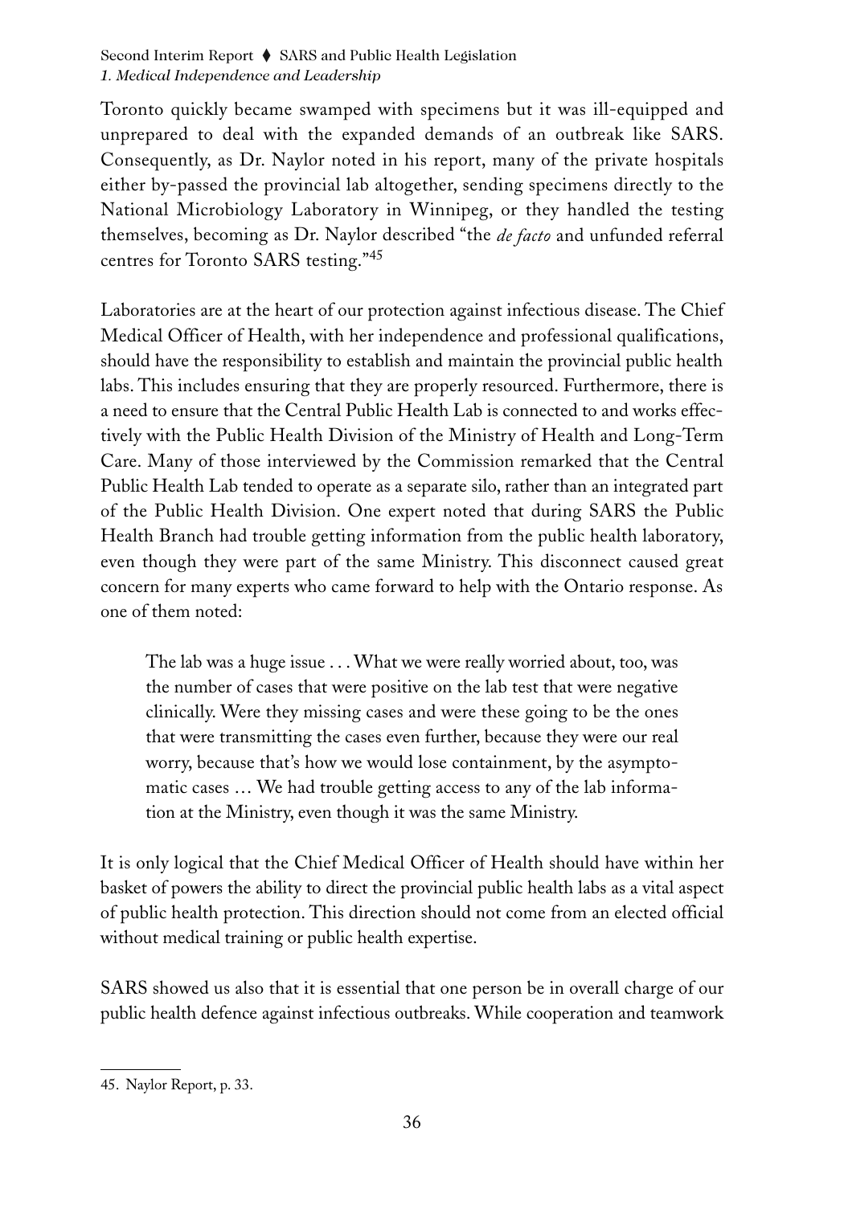Toronto quickly became swamped with specimens but it was ill-equipped and unprepared to deal with the expanded demands of an outbreak like SARS. Consequently, as Dr. Naylor noted in his report, many of the private hospitals either by-passed the provincial lab altogether, sending specimens directly to the National Microbiology Laboratory in Winnipeg, or they handled the testing themselves, becoming as Dr. Naylor described "the *de facto* and unfunded referral centres for Toronto SARS testing."[45]

Laboratories are at the heart of our protection against infectious disease. The Chief Medical Officer of Health, with her independence and professional qualifications, should have the responsibility to establish and maintain the provincial public health labs. This includes ensuring that they are properly resourced. Furthermore, there is a need to ensure that the Central Public Health Lab is connected to and works effectively with the Public Health Division of the Ministry of Health and Long-Term Care. Many of those interviewed by the Commission remarked that the Central Public Health Lab tended to operate as a separate silo, rather than an integrated part of the Public Health Division. One expert noted that during SARS the Public Health Branch had trouble getting information from the public health laboratory, even though they were part of the same Ministry. This disconnect caused great concern for many experts who came forward to help with the Ontario response. As one of them noted:

> The lab was a huge issue . . . What we were really worried about, too, was the number of cases that were positive on the lab test that were negative clinically. Were they missing cases and were these going to be the ones that were transmitting the cases even further, because they were our real worry, because that's how we would lose containment, by the asymptomatic cases … We had trouble getting access to any of the lab information at the Ministry, even though it was the same Ministry.

It is only logical that the Chief Medical Officer of Health should have within her basket of powers the ability to direct the provincial public health labs as a vital aspect of public health protection. This direction should not come from an elected official without medical training or public health expertise.

SARS showed us also that it is essential that one person be in overall charge of our public health defence against infectious outbreaks. While cooperation and teamwork

45. Naylor Report, p. 33.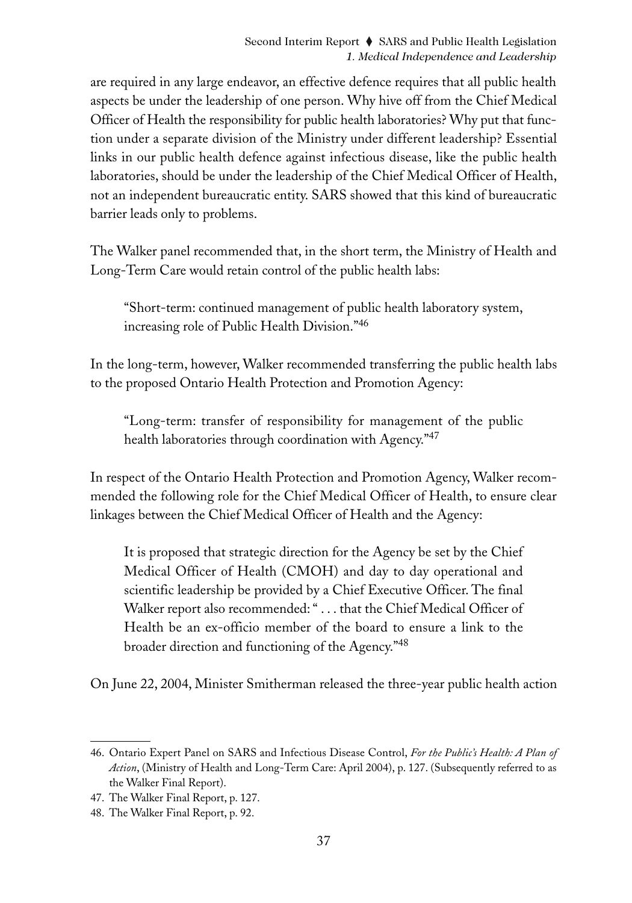are required in any large endeavor, an effective defence requires that all public health aspects be under the leadership of one person. Why hive off from the Chief Medical Officer of Health the responsibility for public health laboratories? Why put that function under a separate division of the Ministry under different leadership? Essential links in our public health defence against infectious disease, like the public health laboratories, should be under the leadership of the Chief Medical Officer of Health, not an independent bureaucratic entity. SARS showed that this kind of bureaucratic barrier leads only to problems.

The Walker panel recommended that, in the short term, the Ministry of Health and Long-Term Care would retain control of the public health labs:

> "Short-term: continued management of public health laboratory system, increasing role of Public Health Division."[46]

In the long-term, however, Walker recommended transferring the public health labs to the proposed Ontario Health Protection and Promotion Agency:

> "Long-term: transfer of responsibility for management of the public health laboratories through coordination with Agency."[47]

In respect of the Ontario Health Protection and Promotion Agency, Walker recommended the following role for the Chief Medical Officer of Health, to ensure clear linkages between the Chief Medical Officer of Health and the Agency:

> It is proposed that strategic direction for the Agency be set by the Chief Medical Officer of Health (CMOH) and day to day operational and scientific leadership be provided by a Chief Executive Officer. The final Walker report also recommended: " . . . that the Chief Medical Officer of Health be an ex-officio member of the board to ensure a link to the broader direction and functioning of the Agency."[48]

On June 22, 2004, Minister Smitherman released the three-year public health action

---

46. Ontario Expert Panel on SARS and Infectious Disease Control, *For the Public's Health: A Plan of Action*, (Ministry of Health and Long-Term Care: April 2004), p. 127. (Subsequently referred to as the Walker Final Report).
47. The Walker Final Report, p. 127.
48. The Walker Final Report, p. 92.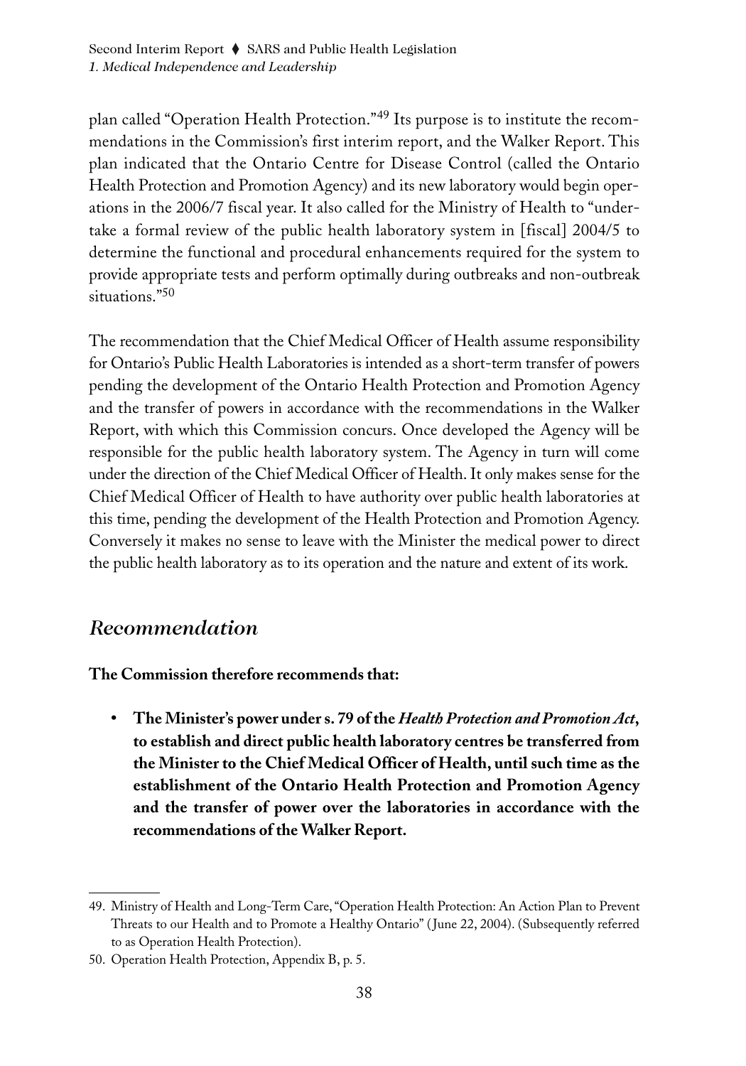plan called "Operation Health Protection."[49] Its purpose is to institute the recommendations in the Commission's first interim report, and the Walker Report. This plan indicated that the Ontario Centre for Disease Control (called the Ontario Health Protection and Promotion Agency) and its new laboratory would begin operations in the 2006/7 fiscal year. It also called for the Ministry of Health to "undertake a formal review of the public health laboratory system in [fiscal] 2004/5 to determine the functional and procedural enhancements required for the system to provide appropriate tests and perform optimally during outbreaks and non-outbreak situations."[50]

The recommendation that the Chief Medical Officer of Health assume responsibility for Ontario's Public Health Laboratories is intended as a short-term transfer of powers pending the development of the Ontario Health Protection and Promotion Agency and the transfer of powers in accordance with the recommendations in the Walker Report, with which this Commission concurs. Once developed the Agency will be responsible for the public health laboratory system. The Agency in turn will come under the direction of the Chief Medical Officer of Health. It only makes sense for the Chief Medical Officer of Health to have authority over public health laboratories at this time, pending the development of the Health Protection and Promotion Agency. Conversely it makes no sense to leave with the Minister the medical power to direct the public health laboratory as to its operation and the nature and extent of its work.

## *Recommendation*

**The Commission therefore recommends that:**

- **The Minister's power under s. 79 of the *Health Protection and Promotion Act*, to establish and direct public health laboratory centres be transferred from the Minister to the Chief Medical Officer of Health, until such time as the establishment of the Ontario Health Protection and Promotion Agency and the transfer of power over the laboratories in accordance with the recommendations of the Walker Report.**

---

49. Ministry of Health and Long-Term Care, "Operation Health Protection: An Action Plan to Prevent Threats to our Health and to Promote a Healthy Ontario" (June 22, 2004). (Subsequently referred to as Operation Health Protection).

50. Operation Health Protection, Appendix B, p. 5.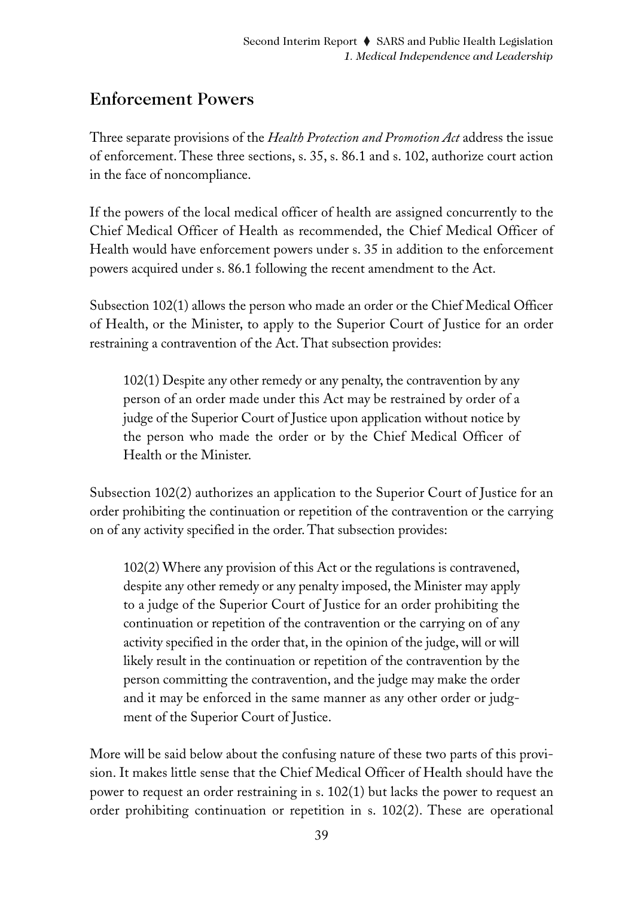## Enforcement Powers

Three separate provisions of the *Health Protection and Promotion Act* address the issue of enforcement. These three sections, s. 35, s. 86.1 and s. 102, authorize court action in the face of noncompliance.

If the powers of the local medical officer of health are assigned concurrently to the Chief Medical Officer of Health as recommended, the Chief Medical Officer of Health would have enforcement powers under s. 35 in addition to the enforcement powers acquired under s. 86.1 following the recent amendment to the Act.

Subsection 102(1) allows the person who made an order or the Chief Medical Officer of Health, or the Minister, to apply to the Superior Court of Justice for an order restraining a contravention of the Act. That subsection provides:

> 102(1) Despite any other remedy or any penalty, the contravention by any person of an order made under this Act may be restrained by order of a judge of the Superior Court of Justice upon application without notice by the person who made the order or by the Chief Medical Officer of Health or the Minister.

Subsection 102(2) authorizes an application to the Superior Court of Justice for an order prohibiting the continuation or repetition of the contravention or the carrying on of any activity specified in the order. That subsection provides:

> 102(2) Where any provision of this Act or the regulations is contravened, despite any other remedy or any penalty imposed, the Minister may apply to a judge of the Superior Court of Justice for an order prohibiting the continuation or repetition of the contravention or the carrying on of any activity specified in the order that, in the opinion of the judge, will or will likely result in the continuation or repetition of the contravention by the person committing the contravention, and the judge may make the order and it may be enforced in the same manner as any other order or judgment of the Superior Court of Justice.

More will be said below about the confusing nature of these two parts of this provision. It makes little sense that the Chief Medical Officer of Health should have the power to request an order restraining in s. 102(1) but lacks the power to request an order prohibiting continuation or repetition in s. 102(2). These are operational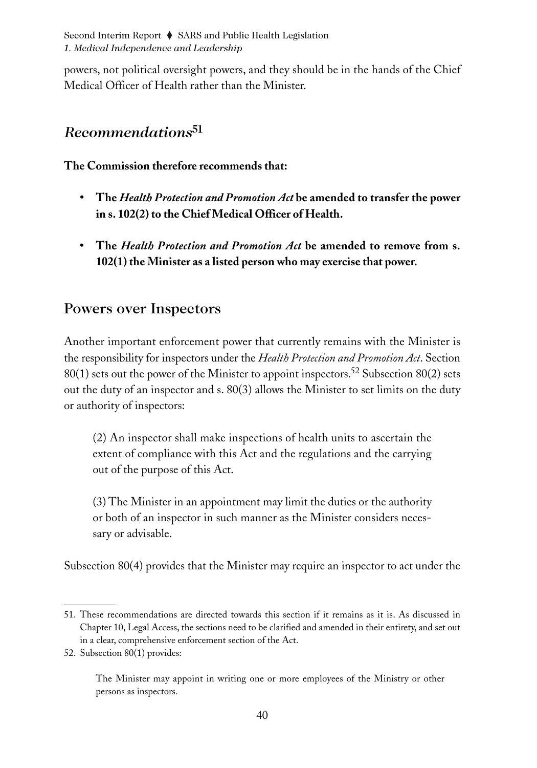powers, not political oversight powers, and they should be in the hands of the Chief Medical Officer of Health rather than the Minister.

## *Recommendations*[51]

**The Commission therefore recommends that:**

- **The *Health Protection and Promotion Act* be amended to transfer the power in s. 102(2) to the Chief Medical Officer of Health.**

- **The *Health Protection and Promotion Act* be amended to remove from s. 102(1) the Minister as a listed person who may exercise that power.**

## Powers over Inspectors

Another important enforcement power that currently remains with the Minister is the responsibility for inspectors under the *Health Protection and Promotion Act*. Section 80(1) sets out the power of the Minister to appoint inspectors.[52] Subsection 80(2) sets out the duty of an inspector and s. 80(3) allows the Minister to set limits on the duty or authority of inspectors:

> (2) An inspector shall make inspections of health units to ascertain the extent of compliance with this Act and the regulations and the carrying out of the purpose of this Act.
>
> (3) The Minister in an appointment may limit the duties or the authority or both of an inspector in such manner as the Minister considers necessary or advisable.

Subsection 80(4) provides that the Minister may require an inspector to act under the

---

51. These recommendations are directed towards this section if it remains as it is. As discussed in Chapter 10, Legal Access, the sections need to be clarified and amended in their entirety, and set out in a clear, comprehensive enforcement section of the Act.

52. Subsection 80(1) provides:

> The Minister may appoint in writing one or more employees of the Ministry or other persons as inspectors.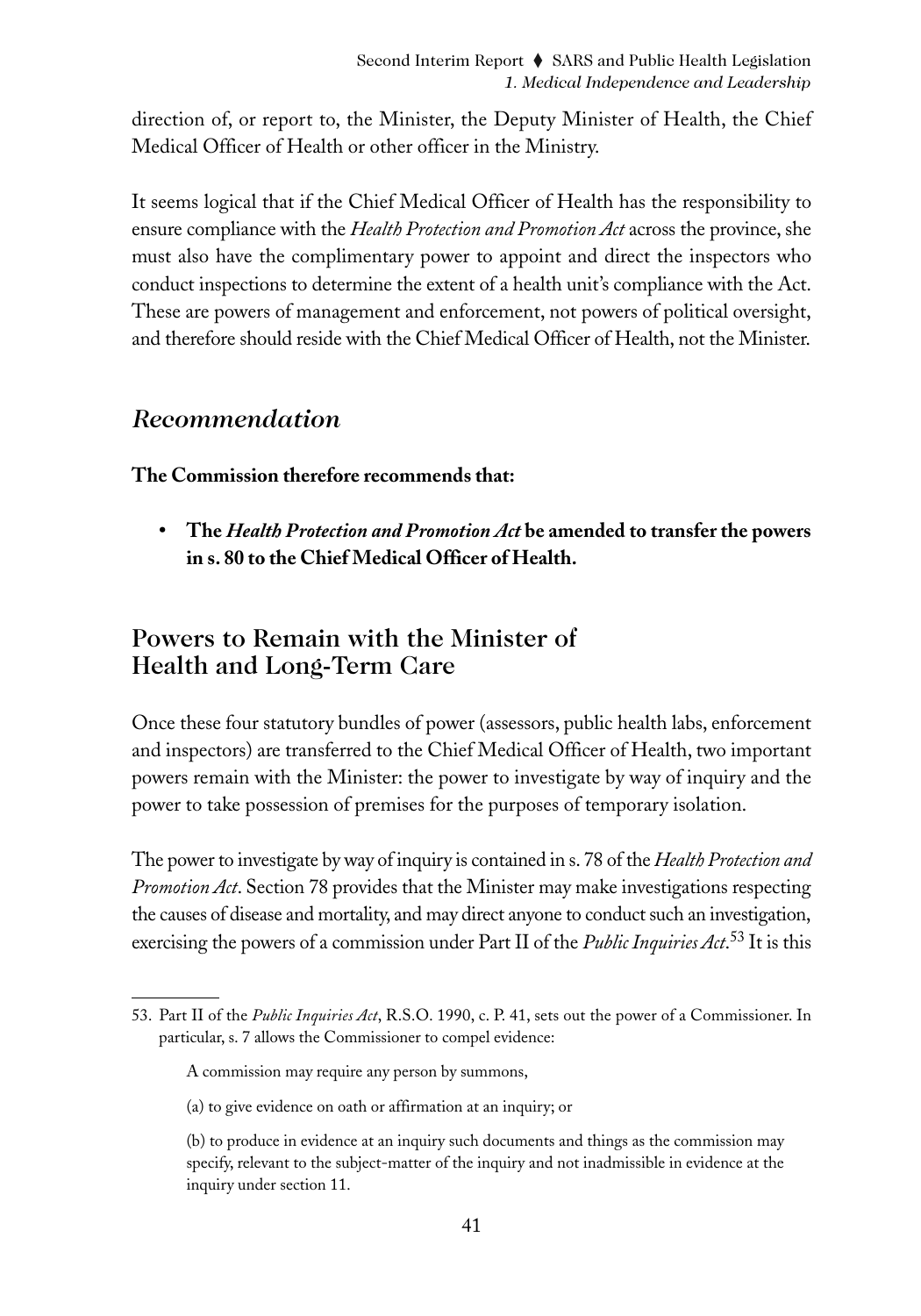direction of, or report to, the Minister, the Deputy Minister of Health, the Chief Medical Officer of Health or other officer in the Ministry.

It seems logical that if the Chief Medical Officer of Health has the responsibility to ensure compliance with the *Health Protection and Promotion Act* across the province, she must also have the complimentary power to appoint and direct the inspectors who conduct inspections to determine the extent of a health unit's compliance with the Act. These are powers of management and enforcement, not powers of political oversight, and therefore should reside with the Chief Medical Officer of Health, not the Minister.

### *Recommendation*

**The Commission therefore recommends that:**

- **The *Health Protection and Promotion Act* be amended to transfer the powers in s. 80 to the Chief Medical Officer of Health.**

## Powers to Remain with the Minister of Health and Long-Term Care

Once these four statutory bundles of power (assessors, public health labs, enforcement and inspectors) are transferred to the Chief Medical Officer of Health, two important powers remain with the Minister: the power to investigate by way of inquiry and the power to take possession of premises for the purposes of temporary isolation.

The power to investigate by way of inquiry is contained in s. 78 of the *Health Protection and Promotion Act*. Section 78 provides that the Minister may make investigations respecting the causes of disease and mortality, and may direct anyone to conduct such an investigation, exercising the powers of a commission under Part II of the *Public Inquiries Act*.[53] It is this

---

53. Part II of the *Public Inquiries Act*, R.S.O. 1990, c. P. 41, sets out the power of a Commissioner. In particular, s. 7 allows the Commissioner to compel evidence:

> A commission may require any person by summons,
>
> (a) to give evidence on oath or affirmation at an inquiry; or
>
> (b) to produce in evidence at an inquiry such documents and things as the commission may specify, relevant to the subject-matter of the inquiry and not inadmissible in evidence at the inquiry under section 11.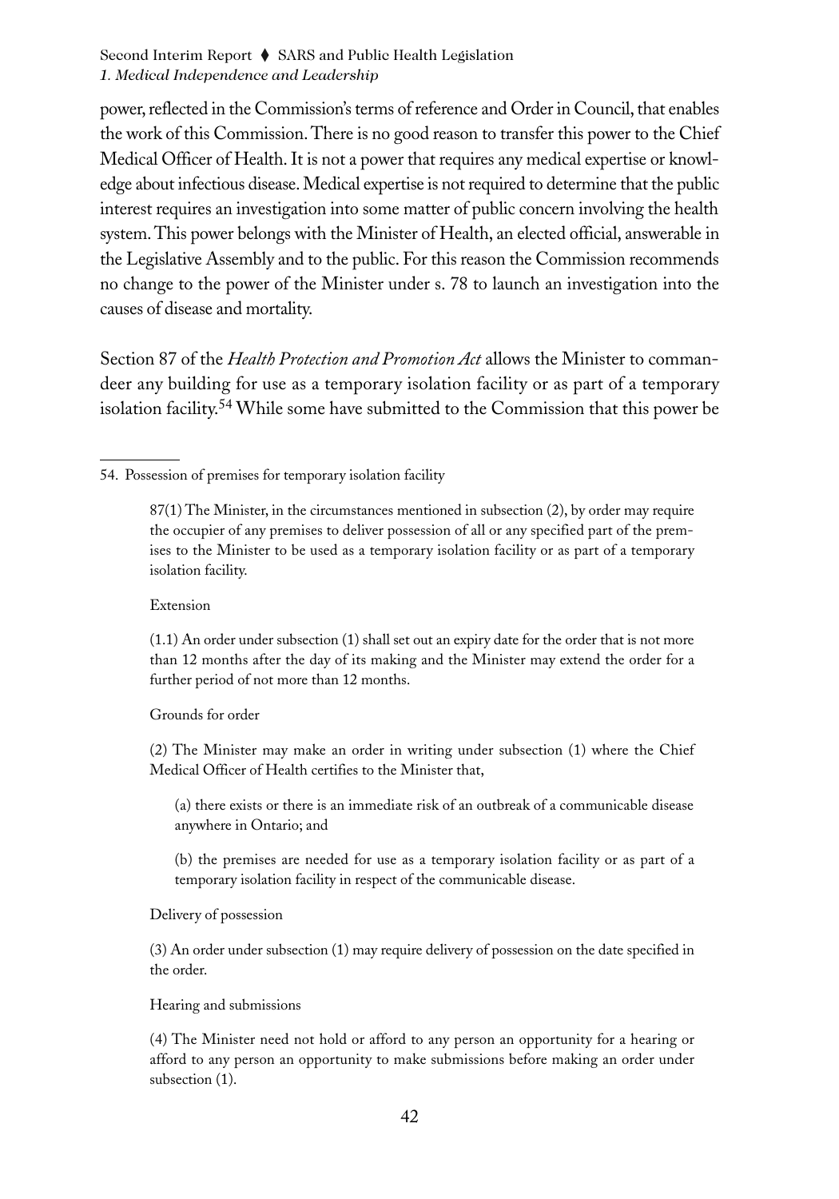power, reflected in the Commission's terms of reference and Order in Council, that enables the work of this Commission. There is no good reason to transfer this power to the Chief Medical Officer of Health. It is not a power that requires any medical expertise or knowledge about infectious disease. Medical expertise is not required to determine that the public interest requires an investigation into some matter of public concern involving the health system. This power belongs with the Minister of Health, an elected official, answerable in the Legislative Assembly and to the public. For this reason the Commission recommends no change to the power of the Minister under s. 78 to launch an investigation into the causes of disease and mortality.

Section 87 of the *Health Protection and Promotion Act* allows the Minister to commandeer any building for use as a temporary isolation facility or as part of a temporary isolation facility.[54] While some have submitted to the Commission that this power be

---

54. Possession of premises for temporary isolation facility

> 87(1) The Minister, in the circumstances mentioned in subsection (2), by order may require the occupier of any premises to deliver possession of all or any specified part of the premises to the Minister to be used as a temporary isolation facility or as part of a temporary isolation facility.
>
> Extension
>
> (1.1) An order under subsection (1) shall set out an expiry date for the order that is not more than 12 months after the day of its making and the Minister may extend the order for a further period of not more than 12 months.
>
> Grounds for order
>
> (2) The Minister may make an order in writing under subsection (1) where the Chief Medical Officer of Health certifies to the Minister that,
>
> > (a) there exists or there is an immediate risk of an outbreak of a communicable disease anywhere in Ontario; and
> >
> > (b) the premises are needed for use as a temporary isolation facility or as part of a temporary isolation facility in respect of the communicable disease.
>
> Delivery of possession
>
> (3) An order under subsection (1) may require delivery of possession on the date specified in the order.
>
> Hearing and submissions
>
> (4) The Minister need not hold or afford to any person an opportunity for a hearing or afford to any person an opportunity to make submissions before making an order under subsection (1).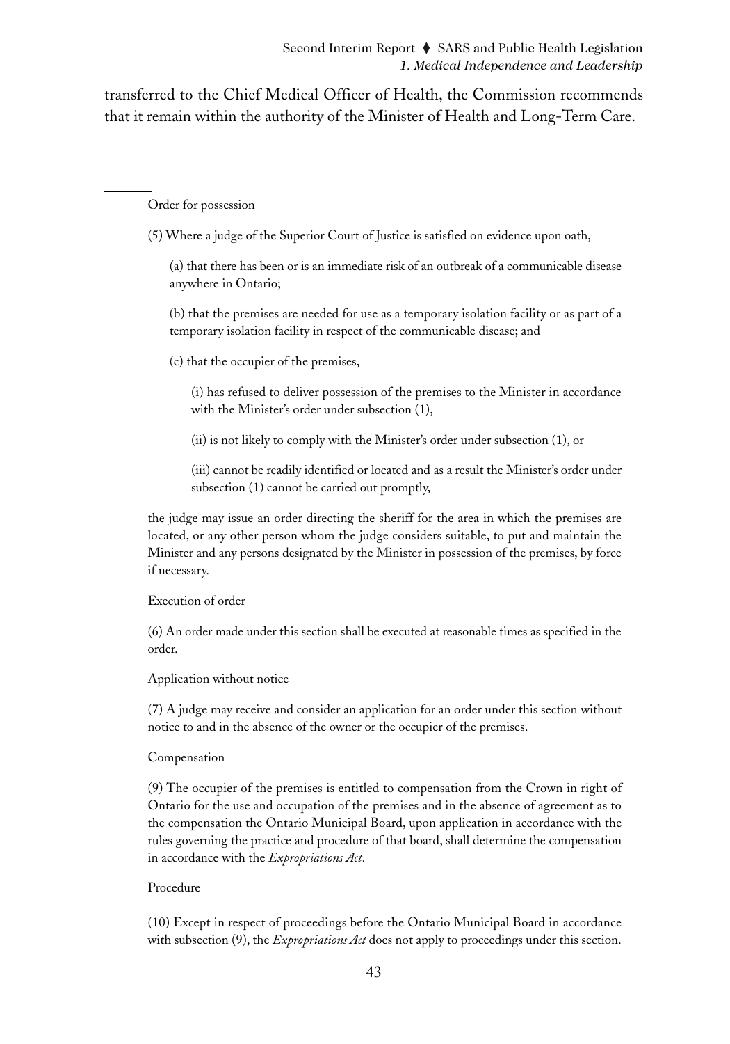transferred to the Chief Medical Officer of Health, the Commission recommends that it remain within the authority of the Minister of Health and Long-Term Care.

---

Order for possession

(5) Where a judge of the Superior Court of Justice is satisfied on evidence upon oath,

(a) that there has been or is an immediate risk of an outbreak of a communicable disease anywhere in Ontario;

(b) that the premises are needed for use as a temporary isolation facility or as part of a temporary isolation facility in respect of the communicable disease; and

(c) that the occupier of the premises,

(i) has refused to deliver possession of the premises to the Minister in accordance with the Minister's order under subsection (1),

(ii) is not likely to comply with the Minister's order under subsection (1), or

(iii) cannot be readily identified or located and as a result the Minister's order under subsection (1) cannot be carried out promptly,

the judge may issue an order directing the sheriff for the area in which the premises are located, or any other person whom the judge considers suitable, to put and maintain the Minister and any persons designated by the Minister in possession of the premises, by force if necessary.

Execution of order

(6) An order made under this section shall be executed at reasonable times as specified in the order.

Application without notice

(7) A judge may receive and consider an application for an order under this section without notice to and in the absence of the owner or the occupier of the premises.

Compensation

(9) The occupier of the premises is entitled to compensation from the Crown in right of Ontario for the use and occupation of the premises and in the absence of agreement as to the compensation the Ontario Municipal Board, upon application in accordance with the rules governing the practice and procedure of that board, shall determine the compensation in accordance with the *Expropriations Act*.

Procedure

(10) Except in respect of proceedings before the Ontario Municipal Board in accordance with subsection (9), the *Expropriations Act* does not apply to proceedings under this section.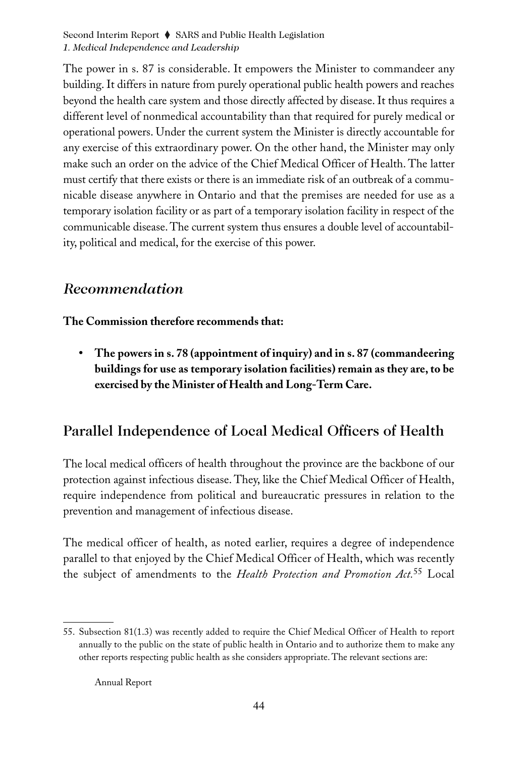The power in s. 87 is considerable. It empowers the Minister to commandeer any building. It differs in nature from purely operational public health powers and reaches beyond the health care system and those directly affected by disease. It thus requires a different level of nonmedical accountability than that required for purely medical or operational powers. Under the current system the Minister is directly accountable for any exercise of this extraordinary power. On the other hand, the Minister may only make such an order on the advice of the Chief Medical Officer of Health. The latter must certify that there exists or there is an immediate risk of an outbreak of a communicable disease anywhere in Ontario and that the premises are needed for use as a temporary isolation facility or as part of a temporary isolation facility in respect of the communicable disease. The current system thus ensures a double level of accountability, political and medical, for the exercise of this power.

### *Recommendation*

**The Commission therefore recommends that:**

- **The powers in s. 78 (appointment of inquiry) and in s. 87 (commandeering buildings for use as temporary isolation facilities) remain as they are, to be exercised by the Minister of Health and Long-Term Care.**

## Parallel Independence of Local Medical Officers of Health

The local medical officers of health throughout the province are the backbone of our protection against infectious disease. They, like the Chief Medical Officer of Health, require independence from political and bureaucratic pressures in relation to the prevention and management of infectious disease.

The medical officer of health, as noted earlier, requires a degree of independence parallel to that enjoyed by the Chief Medical Officer of Health, which was recently the subject of amendments to the *Health Protection and Promotion Act.*[55] Local

---

55. Subsection 81(1.3) was recently added to require the Chief Medical Officer of Health to report annually to the public on the state of public health in Ontario and to authorize them to make any other reports respecting public health as she considers appropriate. The relevant sections are:

    Annual Report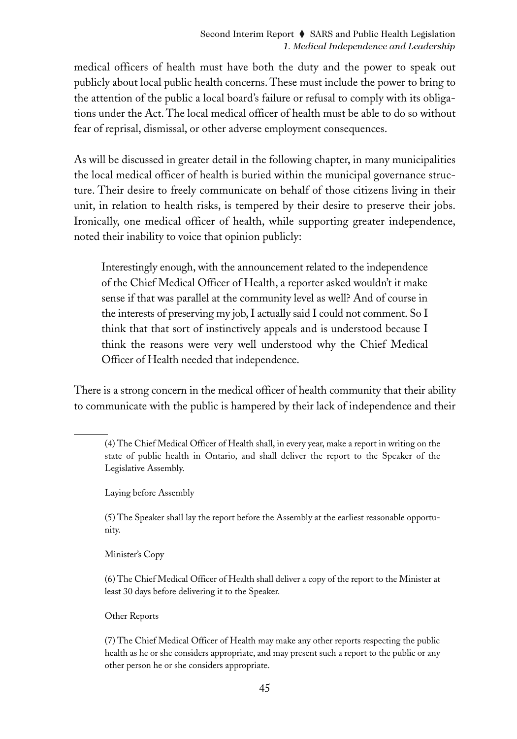medical officers of health must have both the duty and the power to speak out publicly about local public health concerns. These must include the power to bring to the attention of the public a local board's failure or refusal to comply with its obligations under the Act. The local medical officer of health must be able to do so without fear of reprisal, dismissal, or other adverse employment consequences.

As will be discussed in greater detail in the following chapter, in many municipalities the local medical officer of health is buried within the municipal governance structure. Their desire to freely communicate on behalf of those citizens living in their unit, in relation to health risks, is tempered by their desire to preserve their jobs. Ironically, one medical officer of health, while supporting greater independence, noted their inability to voice that opinion publicly:

> Interestingly enough, with the announcement related to the independence of the Chief Medical Officer of Health, a reporter asked wouldn't it make sense if that was parallel at the community level as well? And of course in the interests of preserving my job, I actually said I could not comment. So I think that that sort of instinctively appeals and is understood because I think the reasons were very well understood why the Chief Medical Officer of Health needed that independence.

There is a strong concern in the medical officer of health community that their ability to communicate with the public is hampered by their lack of independence and their

---

(4) The Chief Medical Officer of Health shall, in every year, make a report in writing on the state of public health in Ontario, and shall deliver the report to the Speaker of the Legislative Assembly.

Laying before Assembly

(5) The Speaker shall lay the report before the Assembly at the earliest reasonable opportunity.

Minister's Copy

(6) The Chief Medical Officer of Health shall deliver a copy of the report to the Minister at least 30 days before delivering it to the Speaker.

Other Reports

(7) The Chief Medical Officer of Health may make any other reports respecting the public health as he or she considers appropriate, and may present such a report to the public or any other person he or she considers appropriate.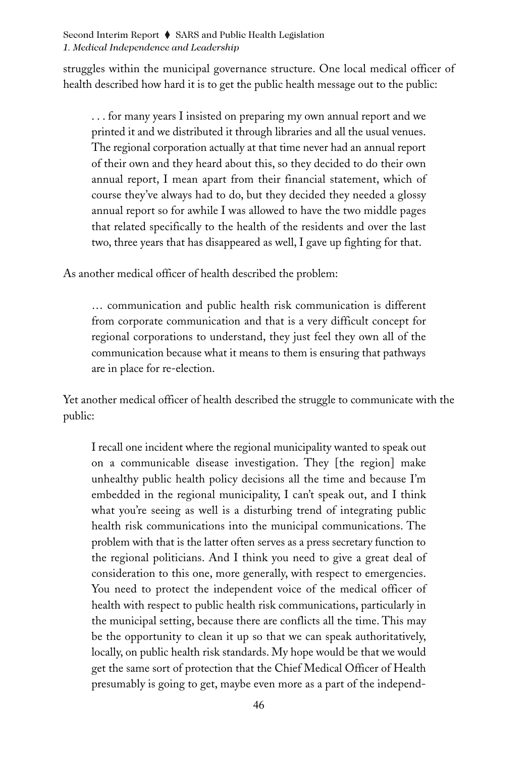struggles within the municipal governance structure. One local medical officer of health described how hard it is to get the public health message out to the public:

> . . . for many years I insisted on preparing my own annual report and we printed it and we distributed it through libraries and all the usual venues. The regional corporation actually at that time never had an annual report of their own and they heard about this, so they decided to do their own annual report, I mean apart from their financial statement, which of course they've always had to do, but they decided they needed a glossy annual report so for awhile I was allowed to have the two middle pages that related specifically to the health of the residents and over the last two, three years that has disappeared as well, I gave up fighting for that.

As another medical officer of health described the problem:

> … communication and public health risk communication is different from corporate communication and that is a very difficult concept for regional corporations to understand, they just feel they own all of the communication because what it means to them is ensuring that pathways are in place for re-election.

Yet another medical officer of health described the struggle to communicate with the public:

> I recall one incident where the regional municipality wanted to speak out on a communicable disease investigation. They [the region] make unhealthy public health policy decisions all the time and because I'm embedded in the regional municipality, I can't speak out, and I think what you're seeing as well is a disturbing trend of integrating public health risk communications into the municipal communications. The problem with that is the latter often serves as a press secretary function to the regional politicians. And I think you need to give a great deal of consideration to this one, more generally, with respect to emergencies. You need to protect the independent voice of the medical officer of health with respect to public health risk communications, particularly in the municipal setting, because there are conflicts all the time. This may be the opportunity to clean it up so that we can speak authoritatively, locally, on public health risk standards. My hope would be that we would get the same sort of protection that the Chief Medical Officer of Health presumably is going to get, maybe even more as a part of the independ-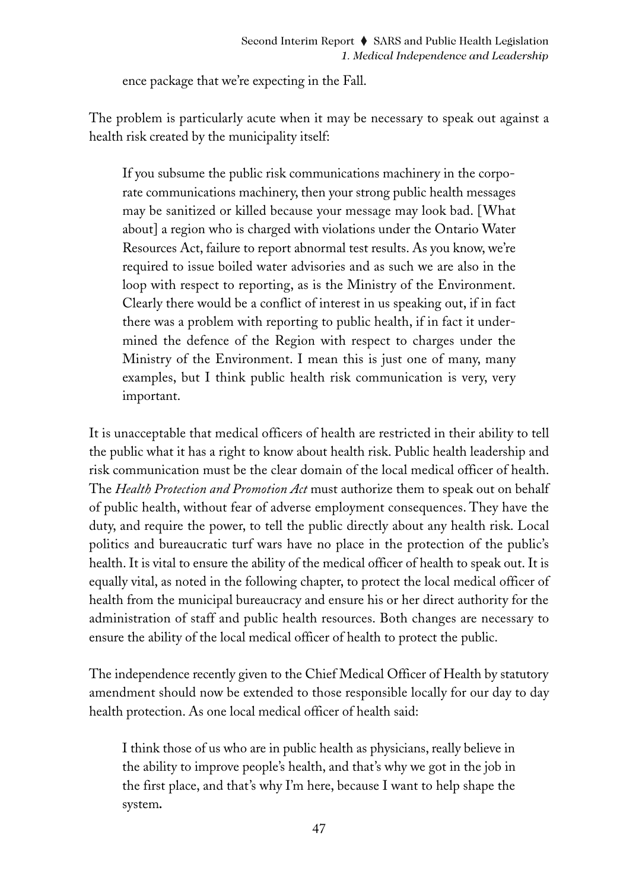ence package that we're expecting in the Fall.

The problem is particularly acute when it may be necessary to speak out against a health risk created by the municipality itself:

> If you subsume the public risk communications machinery in the corporate communications machinery, then your strong public health messages may be sanitized or killed because your message may look bad. [What about] a region who is charged with violations under the Ontario Water Resources Act, failure to report abnormal test results. As you know, we're required to issue boiled water advisories and as such we are also in the loop with respect to reporting, as is the Ministry of the Environment. Clearly there would be a conflict of interest in us speaking out, if in fact there was a problem with reporting to public health, if in fact it undermined the defence of the Region with respect to charges under the Ministry of the Environment. I mean this is just one of many, many examples, but I think public health risk communication is very, very important.

It is unacceptable that medical officers of health are restricted in their ability to tell the public what it has a right to know about health risk. Public health leadership and risk communication must be the clear domain of the local medical officer of health. The *Health Protection and Promotion Act* must authorize them to speak out on behalf of public health, without fear of adverse employment consequences. They have the duty, and require the power, to tell the public directly about any health risk. Local politics and bureaucratic turf wars have no place in the protection of the public's health. It is vital to ensure the ability of the medical officer of health to speak out. It is equally vital, as noted in the following chapter, to protect the local medical officer of health from the municipal bureaucracy and ensure his or her direct authority for the administration of staff and public health resources. Both changes are necessary to ensure the ability of the local medical officer of health to protect the public.

The independence recently given to the Chief Medical Officer of Health by statutory amendment should now be extended to those responsible locally for our day to day health protection. As one local medical officer of health said:

> I think those of us who are in public health as physicians, really believe in the ability to improve people's health, and that's why we got in the job in the first place, and that's why I'm here, because I want to help shape the system.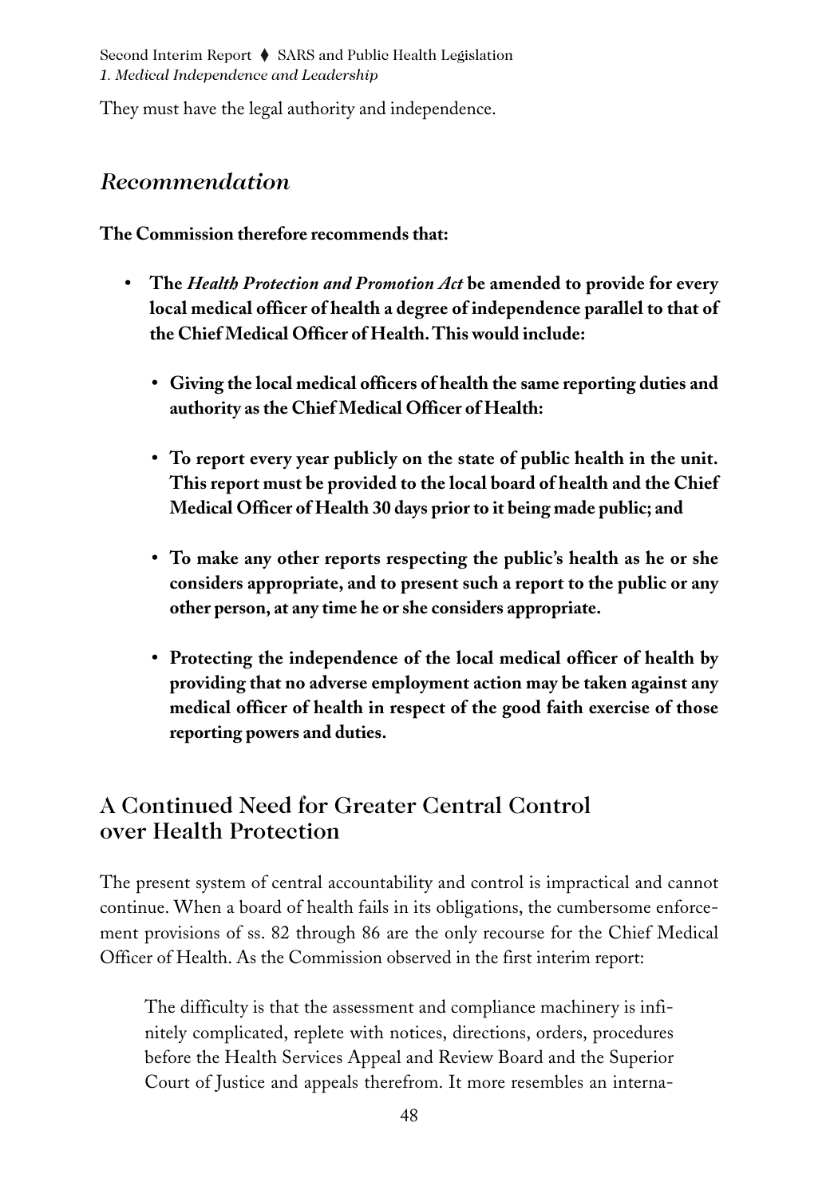They must have the legal authority and independence.

## *Recommendation*

**The Commission therefore recommends that:**

- **The *Health Protection and Promotion Act* be amended to provide for every local medical officer of health a degree of independence parallel to that of the Chief Medical Officer of Health. This would include:**
  - **Giving the local medical officers of health the same reporting duties and authority as the Chief Medical Officer of Health:**
  - **To report every year publicly on the state of public health in the unit. This report must be provided to the local board of health and the Chief Medical Officer of Health 30 days prior to it being made public; and**
  - **To make any other reports respecting the public's health as he or she considers appropriate, and to present such a report to the public or any other person, at any time he or she considers appropriate.**
  - **Protecting the independence of the local medical officer of health by providing that no adverse employment action may be taken against any medical officer of health in respect of the good faith exercise of those reporting powers and duties.**

## A Continued Need for Greater Central Control over Health Protection

The present system of central accountability and control is impractical and cannot continue. When a board of health fails in its obligations, the cumbersome enforcement provisions of ss. 82 through 86 are the only recourse for the Chief Medical Officer of Health. As the Commission observed in the first interim report:

> The difficulty is that the assessment and compliance machinery is infinitely complicated, replete with notices, directions, orders, procedures before the Health Services Appeal and Review Board and the Superior Court of Justice and appeals therefrom. It more resembles an interna-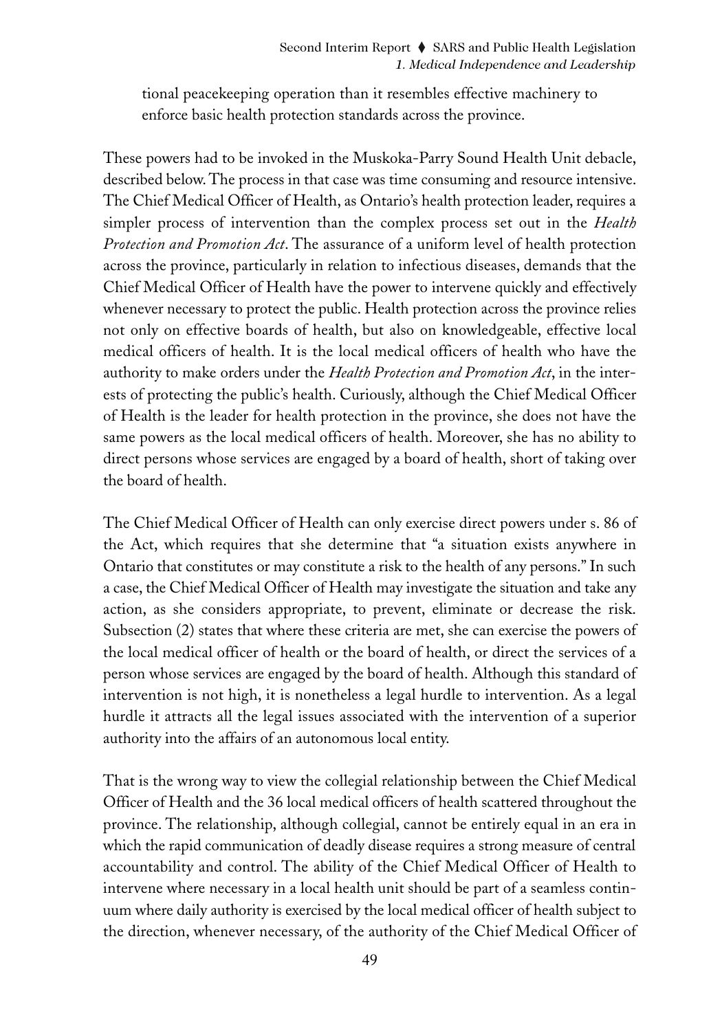tional peacekeeping operation than it resembles effective machinery to enforce basic health protection standards across the province.

These powers had to be invoked in the Muskoka-Parry Sound Health Unit debacle, described below. The process in that case was time consuming and resource intensive. The Chief Medical Officer of Health, as Ontario's health protection leader, requires a simpler process of intervention than the complex process set out in the *Health Protection and Promotion Act*. The assurance of a uniform level of health protection across the province, particularly in relation to infectious diseases, demands that the Chief Medical Officer of Health have the power to intervene quickly and effectively whenever necessary to protect the public. Health protection across the province relies not only on effective boards of health, but also on knowledgeable, effective local medical officers of health. It is the local medical officers of health who have the authority to make orders under the *Health Protection and Promotion Act*, in the interests of protecting the public's health. Curiously, although the Chief Medical Officer of Health is the leader for health protection in the province, she does not have the same powers as the local medical officers of health. Moreover, she has no ability to direct persons whose services are engaged by a board of health, short of taking over the board of health.

The Chief Medical Officer of Health can only exercise direct powers under s. 86 of the Act, which requires that she determine that "a situation exists anywhere in Ontario that constitutes or may constitute a risk to the health of any persons." In such a case, the Chief Medical Officer of Health may investigate the situation and take any action, as she considers appropriate, to prevent, eliminate or decrease the risk. Subsection (2) states that where these criteria are met, she can exercise the powers of the local medical officer of health or the board of health, or direct the services of a person whose services are engaged by the board of health. Although this standard of intervention is not high, it is nonetheless a legal hurdle to intervention. As a legal hurdle it attracts all the legal issues associated with the intervention of a superior authority into the affairs of an autonomous local entity.

That is the wrong way to view the collegial relationship between the Chief Medical Officer of Health and the 36 local medical officers of health scattered throughout the province. The relationship, although collegial, cannot be entirely equal in an era in which the rapid communication of deadly disease requires a strong measure of central accountability and control. The ability of the Chief Medical Officer of Health to intervene where necessary in a local health unit should be part of a seamless continuum where daily authority is exercised by the local medical officer of health subject to the direction, whenever necessary, of the authority of the Chief Medical Officer of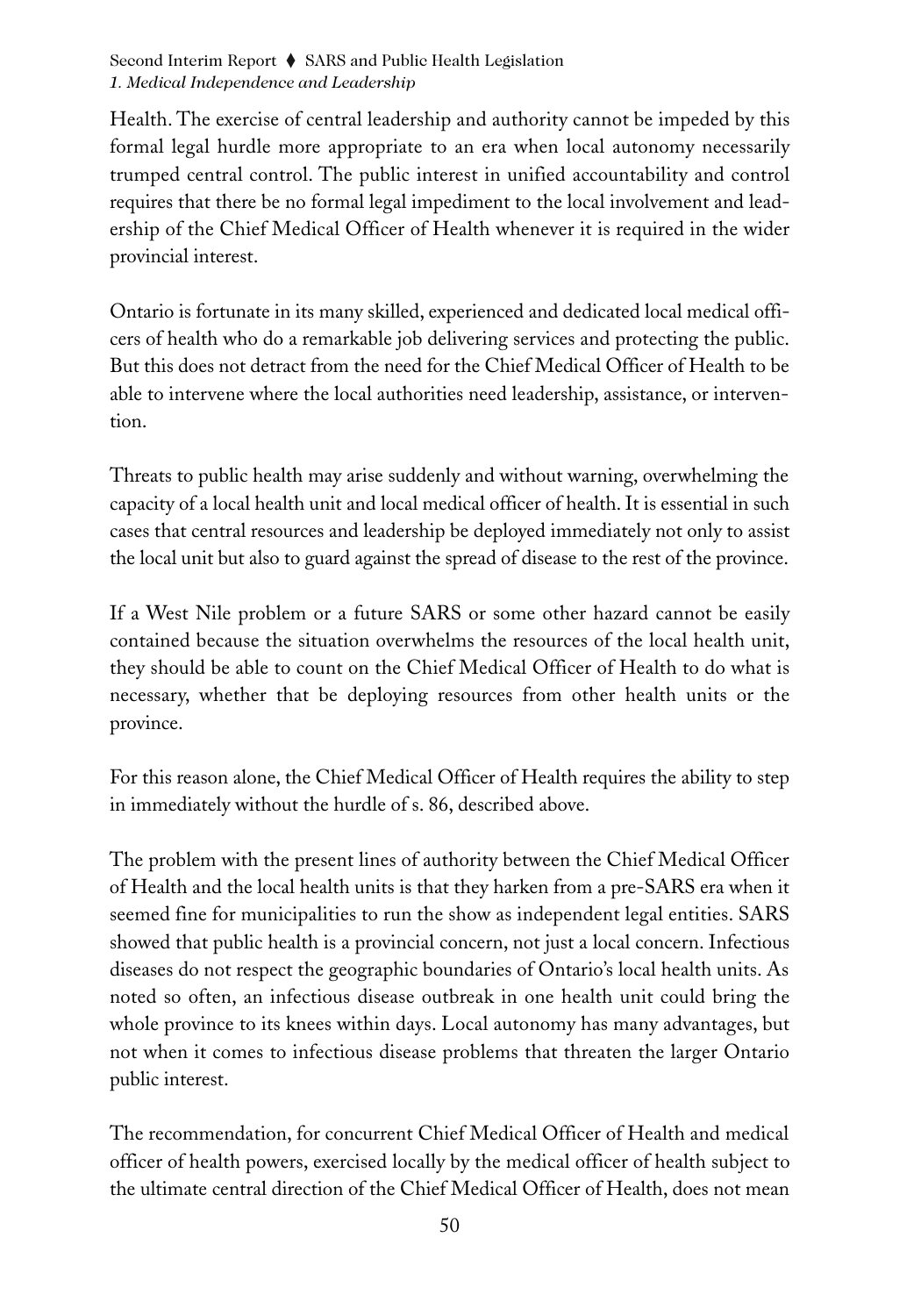Health. The exercise of central leadership and authority cannot be impeded by this formal legal hurdle more appropriate to an era when local autonomy necessarily trumped central control. The public interest in unified accountability and control requires that there be no formal legal impediment to the local involvement and leadership of the Chief Medical Officer of Health whenever it is required in the wider provincial interest.

Ontario is fortunate in its many skilled, experienced and dedicated local medical officers of health who do a remarkable job delivering services and protecting the public. But this does not detract from the need for the Chief Medical Officer of Health to be able to intervene where the local authorities need leadership, assistance, or intervention.

Threats to public health may arise suddenly and without warning, overwhelming the capacity of a local health unit and local medical officer of health. It is essential in such cases that central resources and leadership be deployed immediately not only to assist the local unit but also to guard against the spread of disease to the rest of the province.

If a West Nile problem or a future SARS or some other hazard cannot be easily contained because the situation overwhelms the resources of the local health unit, they should be able to count on the Chief Medical Officer of Health to do what is necessary, whether that be deploying resources from other health units or the province.

For this reason alone, the Chief Medical Officer of Health requires the ability to step in immediately without the hurdle of s. 86, described above.

The problem with the present lines of authority between the Chief Medical Officer of Health and the local health units is that they harken from a pre-SARS era when it seemed fine for municipalities to run the show as independent legal entities. SARS showed that public health is a provincial concern, not just a local concern. Infectious diseases do not respect the geographic boundaries of Ontario's local health units. As noted so often, an infectious disease outbreak in one health unit could bring the whole province to its knees within days. Local autonomy has many advantages, but not when it comes to infectious disease problems that threaten the larger Ontario public interest.

The recommendation, for concurrent Chief Medical Officer of Health and medical officer of health powers, exercised locally by the medical officer of health subject to the ultimate central direction of the Chief Medical Officer of Health, does not mean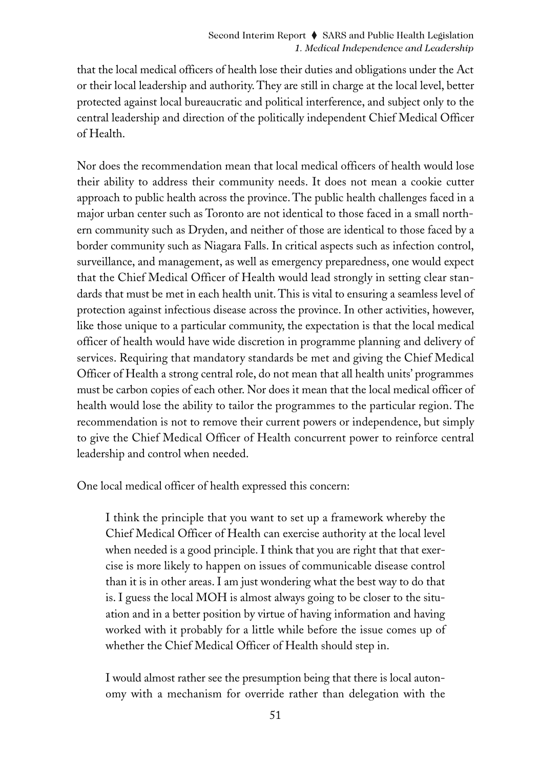that the local medical officers of health lose their duties and obligations under the Act or their local leadership and authority. They are still in charge at the local level, better protected against local bureaucratic and political interference, and subject only to the central leadership and direction of the politically independent Chief Medical Officer of Health.

Nor does the recommendation mean that local medical officers of health would lose their ability to address their community needs. It does not mean a cookie cutter approach to public health across the province. The public health challenges faced in a major urban center such as Toronto are not identical to those faced in a small northern community such as Dryden, and neither of those are identical to those faced by a border community such as Niagara Falls. In critical aspects such as infection control, surveillance, and management, as well as emergency preparedness, one would expect that the Chief Medical Officer of Health would lead strongly in setting clear standards that must be met in each health unit. This is vital to ensuring a seamless level of protection against infectious disease across the province. In other activities, however, like those unique to a particular community, the expectation is that the local medical officer of health would have wide discretion in programme planning and delivery of services. Requiring that mandatory standards be met and giving the Chief Medical Officer of Health a strong central role, do not mean that all health units' programmes must be carbon copies of each other. Nor does it mean that the local medical officer of health would lose the ability to tailor the programmes to the particular region. The recommendation is not to remove their current powers or independence, but simply to give the Chief Medical Officer of Health concurrent power to reinforce central leadership and control when needed.

One local medical officer of health expressed this concern:

> I think the principle that you want to set up a framework whereby the Chief Medical Officer of Health can exercise authority at the local level when needed is a good principle. I think that you are right that that exercise is more likely to happen on issues of communicable disease control than it is in other areas. I am just wondering what the best way to do that is. I guess the local MOH is almost always going to be closer to the situation and in a better position by virtue of having information and having worked with it probably for a little while before the issue comes up of whether the Chief Medical Officer of Health should step in.
>
> I would almost rather see the presumption being that there is local autonomy with a mechanism for override rather than delegation with the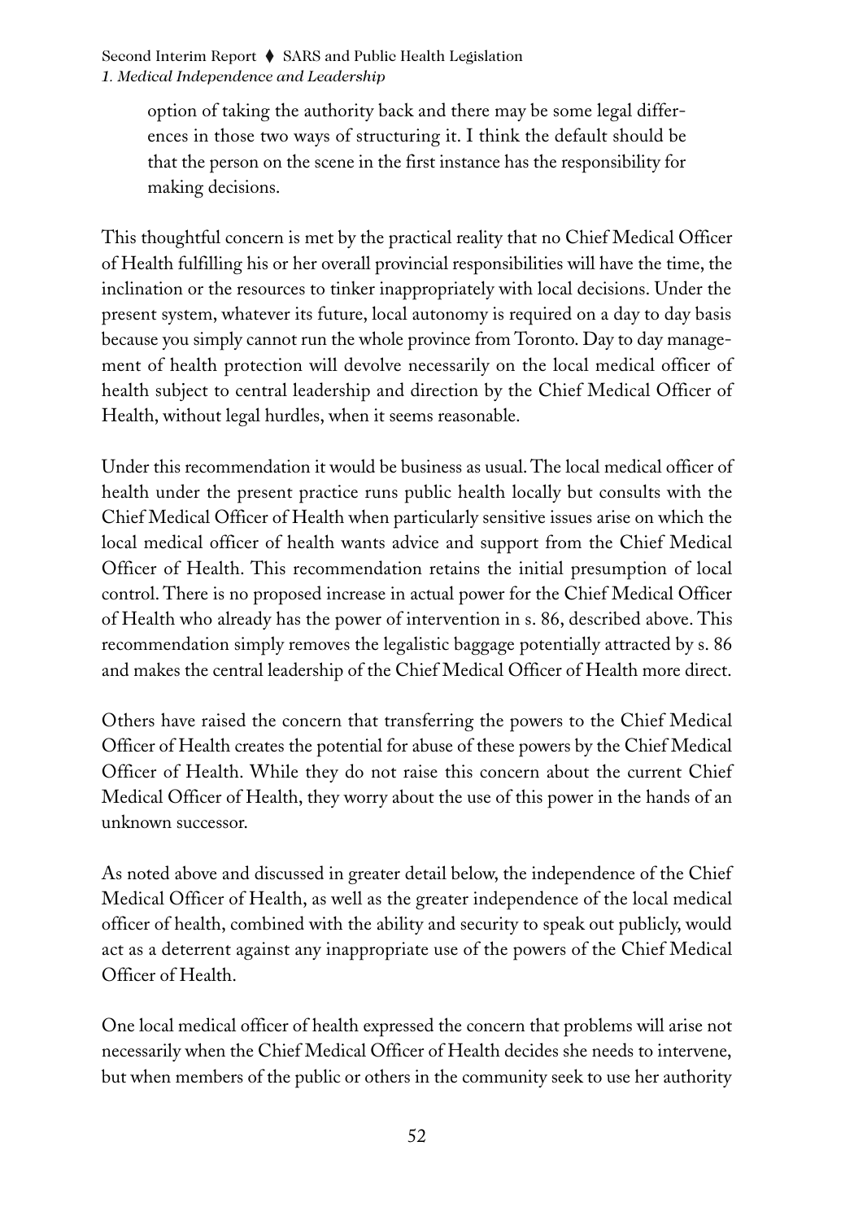> option of taking the authority back and there may be some legal differences in those two ways of structuring it. I think the default should be that the person on the scene in the first instance has the responsibility for making decisions.

This thoughtful concern is met by the practical reality that no Chief Medical Officer of Health fulfilling his or her overall provincial responsibilities will have the time, the inclination or the resources to tinker inappropriately with local decisions. Under the present system, whatever its future, local autonomy is required on a day to day basis because you simply cannot run the whole province from Toronto. Day to day management of health protection will devolve necessarily on the local medical officer of health subject to central leadership and direction by the Chief Medical Officer of Health, without legal hurdles, when it seems reasonable.

Under this recommendation it would be business as usual. The local medical officer of health under the present practice runs public health locally but consults with the Chief Medical Officer of Health when particularly sensitive issues arise on which the local medical officer of health wants advice and support from the Chief Medical Officer of Health. This recommendation retains the initial presumption of local control. There is no proposed increase in actual power for the Chief Medical Officer of Health who already has the power of intervention in s. 86, described above. This recommendation simply removes the legalistic baggage potentially attracted by s. 86 and makes the central leadership of the Chief Medical Officer of Health more direct.

Others have raised the concern that transferring the powers to the Chief Medical Officer of Health creates the potential for abuse of these powers by the Chief Medical Officer of Health. While they do not raise this concern about the current Chief Medical Officer of Health, they worry about the use of this power in the hands of an unknown successor.

As noted above and discussed in greater detail below, the independence of the Chief Medical Officer of Health, as well as the greater independence of the local medical officer of health, combined with the ability and security to speak out publicly, would act as a deterrent against any inappropriate use of the powers of the Chief Medical Officer of Health.

One local medical officer of health expressed the concern that problems will arise not necessarily when the Chief Medical Officer of Health decides she needs to intervene, but when members of the public or others in the community seek to use her authority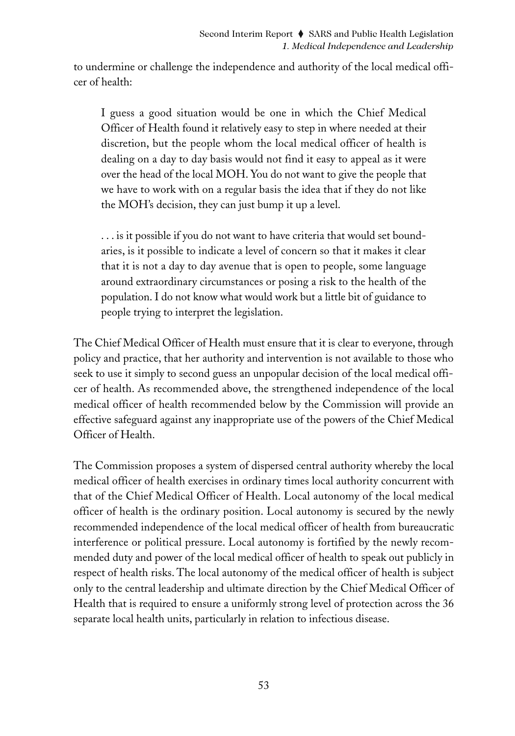to undermine or challenge the independence and authority of the local medical officer of health:

> I guess a good situation would be one in which the Chief Medical Officer of Health found it relatively easy to step in where needed at their discretion, but the people whom the local medical officer of health is dealing on a day to day basis would not find it easy to appeal as it were over the head of the local MOH. You do not want to give the people that we have to work with on a regular basis the idea that if they do not like the MOH's decision, they can just bump it up a level.
>
> . . . is it possible if you do not want to have criteria that would set boundaries, is it possible to indicate a level of concern so that it makes it clear that it is not a day to day avenue that is open to people, some language around extraordinary circumstances or posing a risk to the health of the population. I do not know what would work but a little bit of guidance to people trying to interpret the legislation.

The Chief Medical Officer of Health must ensure that it is clear to everyone, through policy and practice, that her authority and intervention is not available to those who seek to use it simply to second guess an unpopular decision of the local medical officer of health. As recommended above, the strengthened independence of the local medical officer of health recommended below by the Commission will provide an effective safeguard against any inappropriate use of the powers of the Chief Medical Officer of Health.

The Commission proposes a system of dispersed central authority whereby the local medical officer of health exercises in ordinary times local authority concurrent with that of the Chief Medical Officer of Health. Local autonomy of the local medical officer of health is the ordinary position. Local autonomy is secured by the newly recommended independence of the local medical officer of health from bureaucratic interference or political pressure. Local autonomy is fortified by the newly recommended duty and power of the local medical officer of health to speak out publicly in respect of health risks. The local autonomy of the medical officer of health is subject only to the central leadership and ultimate direction by the Chief Medical Officer of Health that is required to ensure a uniformly strong level of protection across the 36 separate local health units, particularly in relation to infectious disease.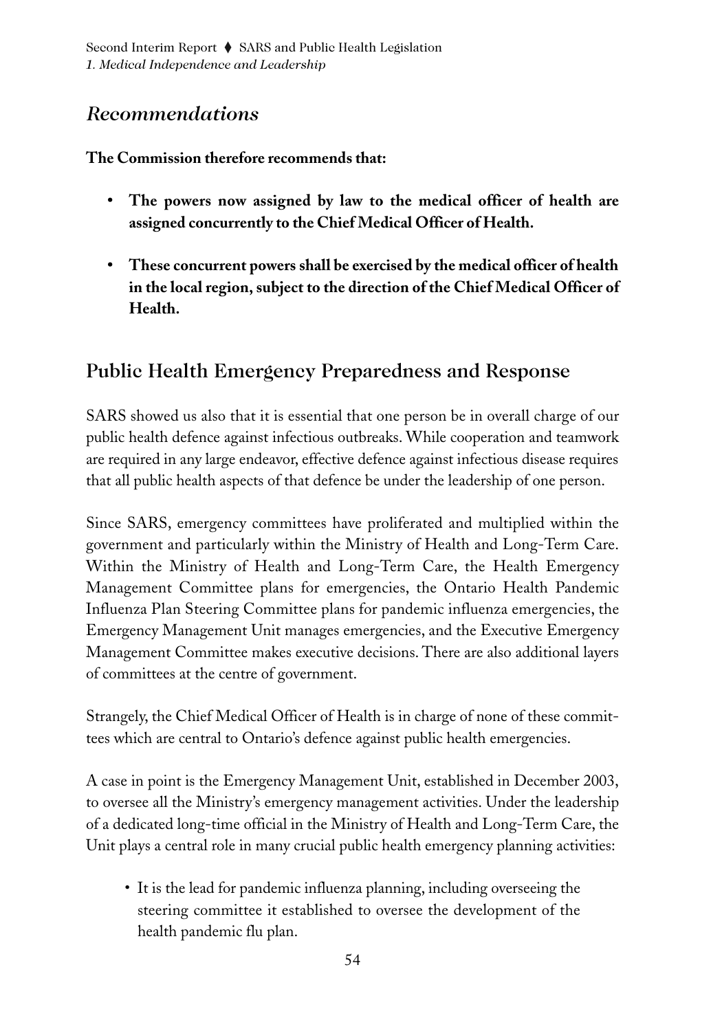## *Recommendations*

**The Commission therefore recommends that:**

- **The powers now assigned by law to the medical officer of health are assigned concurrently to the Chief Medical Officer of Health.**

- **These concurrent powers shall be exercised by the medical officer of health in the local region, subject to the direction of the Chief Medical Officer of Health.**

## Public Health Emergency Preparedness and Response

SARS showed us also that it is essential that one person be in overall charge of our public health defence against infectious outbreaks. While cooperation and teamwork are required in any large endeavor, effective defence against infectious disease requires that all public health aspects of that defence be under the leadership of one person.

Since SARS, emergency committees have proliferated and multiplied within the government and particularly within the Ministry of Health and Long-Term Care. Within the Ministry of Health and Long-Term Care, the Health Emergency Management Committee plans for emergencies, the Ontario Health Pandemic Influenza Plan Steering Committee plans for pandemic influenza emergencies, the Emergency Management Unit manages emergencies, and the Executive Emergency Management Committee makes executive decisions. There are also additional layers of committees at the centre of government.

Strangely, the Chief Medical Officer of Health is in charge of none of these committees which are central to Ontario's defence against public health emergencies.

A case in point is the Emergency Management Unit, established in December 2003, to oversee all the Ministry's emergency management activities. Under the leadership of a dedicated long-time official in the Ministry of Health and Long-Term Care, the Unit plays a central role in many crucial public health emergency planning activities:

- It is the lead for pandemic influenza planning, including overseeing the steering committee it established to oversee the development of the health pandemic flu plan.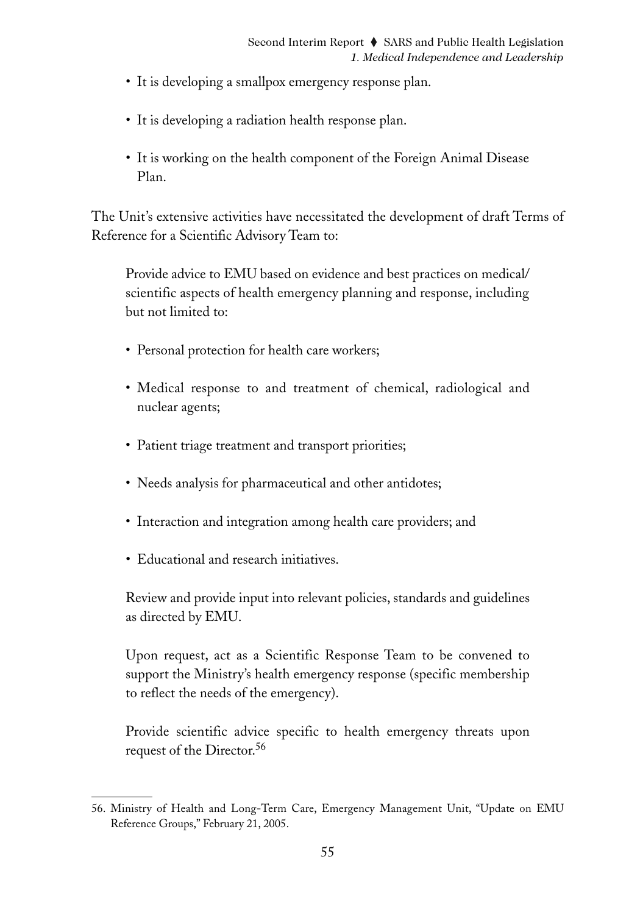- It is developing a smallpox emergency response plan.

- It is developing a radiation health response plan.

- It is working on the health component of the Foreign Animal Disease Plan.

The Unit's extensive activities have necessitated the development of draft Terms of Reference for a Scientific Advisory Team to:

> Provide advice to EMU based on evidence and best practices on medical/scientific aspects of health emergency planning and response, including but not limited to:
>
> - Personal protection for health care workers;
>
> - Medical response to and treatment of chemical, radiological and nuclear agents;
>
> - Patient triage treatment and transport priorities;
>
> - Needs analysis for pharmaceutical and other antidotes;
>
> - Interaction and integration among health care providers; and
>
> - Educational and research initiatives.
>
> Review and provide input into relevant policies, standards and guidelines as directed by EMU.
>
> Upon request, act as a Scientific Response Team to be convened to support the Ministry's health emergency response (specific membership to reflect the needs of the emergency).
>
> Provide scientific advice specific to health emergency threats upon request of the Director.[56]

---

56. Ministry of Health and Long-Term Care, Emergency Management Unit, "Update on EMU Reference Groups," February 21, 2005.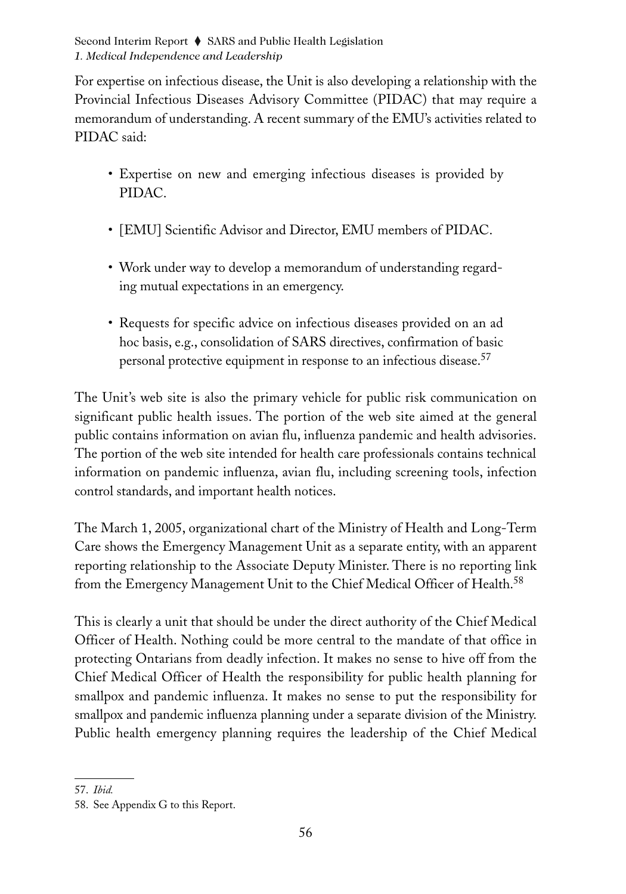For expertise on infectious disease, the Unit is also developing a relationship with the Provincial Infectious Diseases Advisory Committee (PIDAC) that may require a memorandum of understanding. A recent summary of the EMU's activities related to PIDAC said:

- Expertise on new and emerging infectious diseases is provided by PIDAC.
- [EMU] Scientific Advisor and Director, EMU members of PIDAC.
- Work under way to develop a memorandum of understanding regarding mutual expectations in an emergency.
- Requests for specific advice on infectious diseases provided on an ad hoc basis, e.g., consolidation of SARS directives, confirmation of basic personal protective equipment in response to an infectious disease.[57]

The Unit's web site is also the primary vehicle for public risk communication on significant public health issues. The portion of the web site aimed at the general public contains information on avian flu, influenza pandemic and health advisories. The portion of the web site intended for health care professionals contains technical information on pandemic influenza, avian flu, including screening tools, infection control standards, and important health notices.

The March 1, 2005, organizational chart of the Ministry of Health and Long-Term Care shows the Emergency Management Unit as a separate entity, with an apparent reporting relationship to the Associate Deputy Minister. There is no reporting link from the Emergency Management Unit to the Chief Medical Officer of Health.[58]

This is clearly a unit that should be under the direct authority of the Chief Medical Officer of Health. Nothing could be more central to the mandate of that office in protecting Ontarians from deadly infection. It makes no sense to hive off from the Chief Medical Officer of Health the responsibility for public health planning for smallpox and pandemic influenza. It makes no sense to put the responsibility for smallpox and pandemic influenza planning under a separate division of the Ministry. Public health emergency planning requires the leadership of the Chief Medical

57. *Ibid.*

58. See Appendix G to this Report.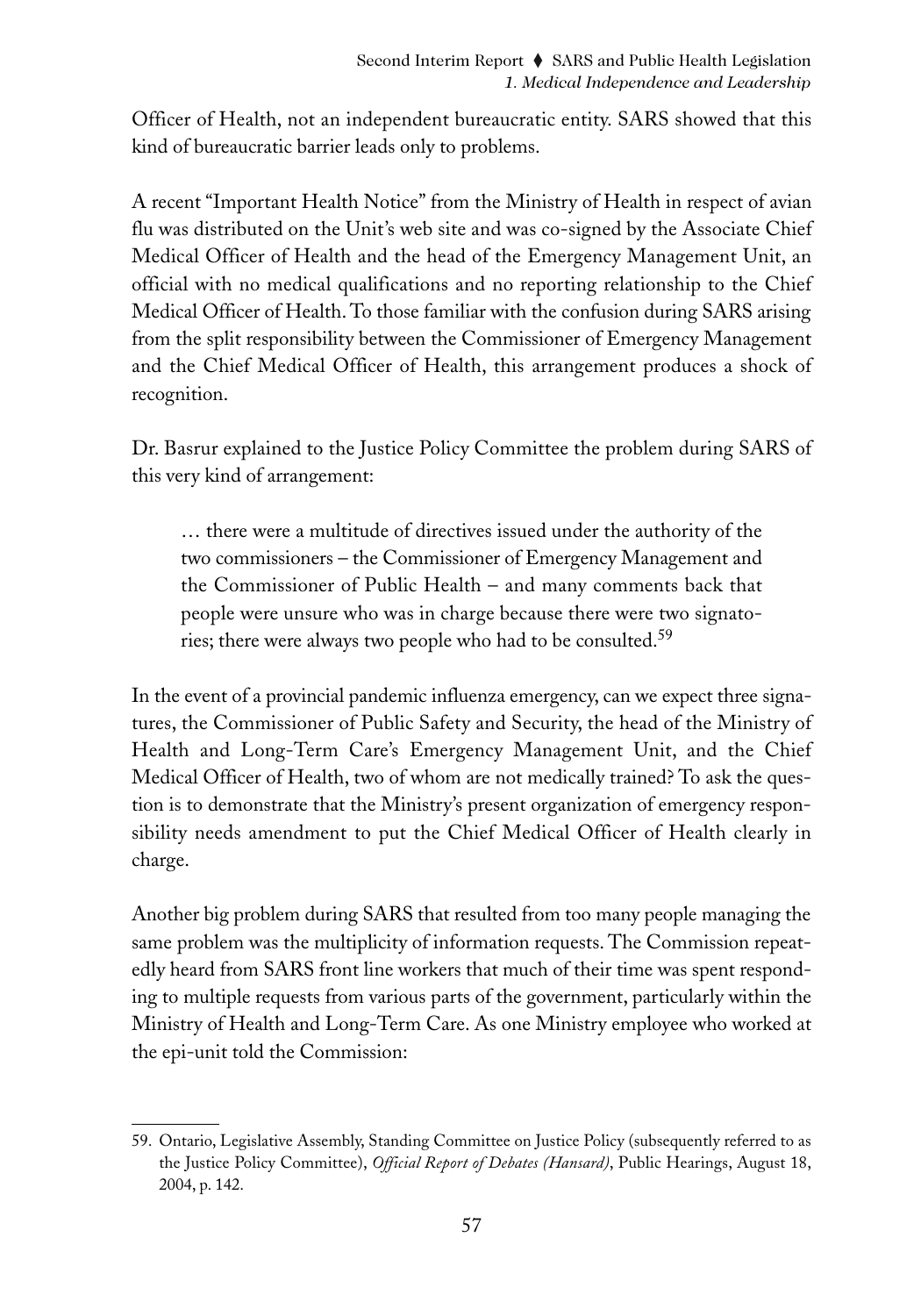Officer of Health, not an independent bureaucratic entity. SARS showed that this kind of bureaucratic barrier leads only to problems.

A recent "Important Health Notice" from the Ministry of Health in respect of avian flu was distributed on the Unit's web site and was co-signed by the Associate Chief Medical Officer of Health and the head of the Emergency Management Unit, an official with no medical qualifications and no reporting relationship to the Chief Medical Officer of Health. To those familiar with the confusion during SARS arising from the split responsibility between the Commissioner of Emergency Management and the Chief Medical Officer of Health, this arrangement produces a shock of recognition.

Dr. Basrur explained to the Justice Policy Committee the problem during SARS of this very kind of arrangement:

> … there were a multitude of directives issued under the authority of the two commissioners – the Commissioner of Emergency Management and the Commissioner of Public Health – and many comments back that people were unsure who was in charge because there were two signatories; there were always two people who had to be consulted.[59]

In the event of a provincial pandemic influenza emergency, can we expect three signatures, the Commissioner of Public Safety and Security, the head of the Ministry of Health and Long-Term Care's Emergency Management Unit, and the Chief Medical Officer of Health, two of whom are not medically trained? To ask the question is to demonstrate that the Ministry's present organization of emergency responsibility needs amendment to put the Chief Medical Officer of Health clearly in charge.

Another big problem during SARS that resulted from too many people managing the same problem was the multiplicity of information requests. The Commission repeatedly heard from SARS front line workers that much of their time was spent responding to multiple requests from various parts of the government, particularly within the Ministry of Health and Long-Term Care. As one Ministry employee who worked at the epi-unit told the Commission:

---

59. Ontario, Legislative Assembly, Standing Committee on Justice Policy (subsequently referred to as the Justice Policy Committee), *Official Report of Debates (Hansard)*, Public Hearings, August 18, 2004, p. 142.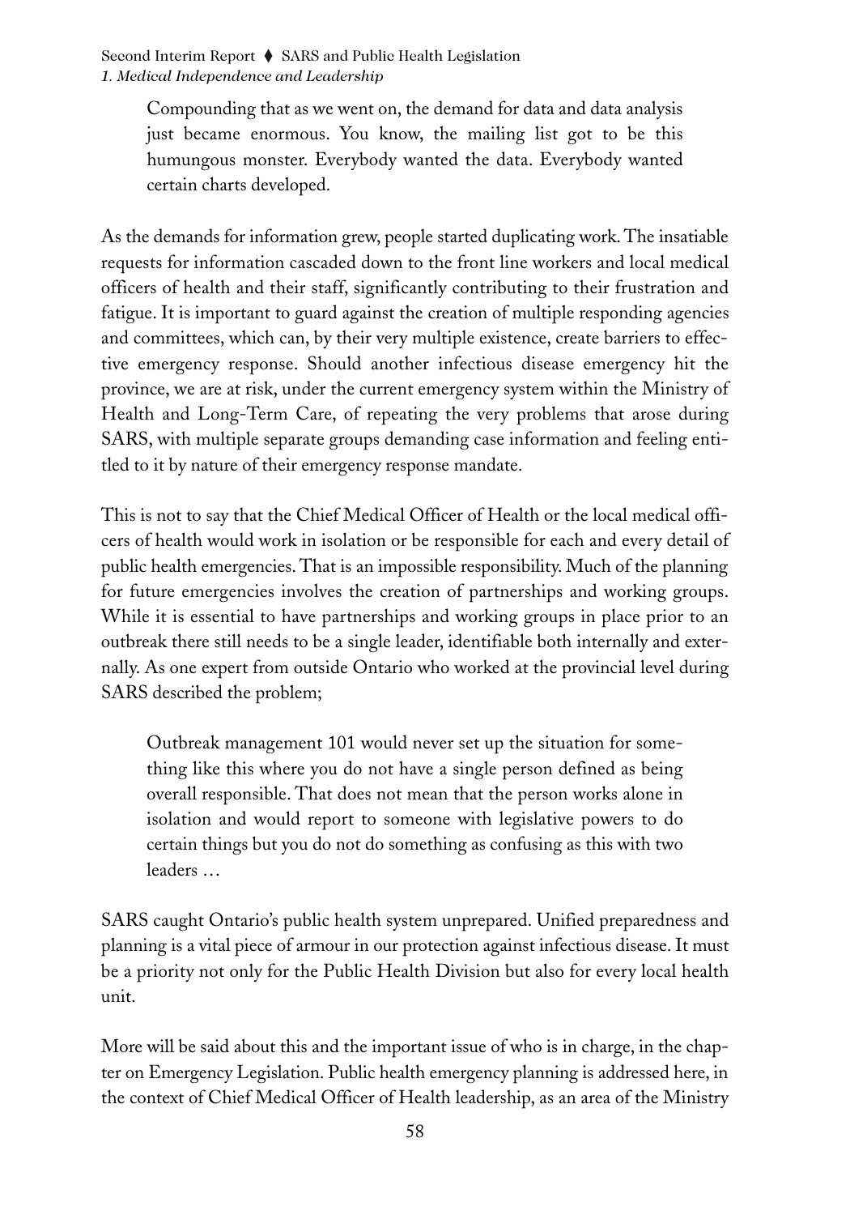> Compounding that as we went on, the demand for data and data analysis just became enormous. You know, the mailing list got to be this humungous monster. Everybody wanted the data. Everybody wanted certain charts developed.

As the demands for information grew, people started duplicating work. The insatiable requests for information cascaded down to the front line workers and local medical officers of health and their staff, significantly contributing to their frustration and fatigue. It is important to guard against the creation of multiple responding agencies and committees, which can, by their very multiple existence, create barriers to effective emergency response. Should another infectious disease emergency hit the province, we are at risk, under the current emergency system within the Ministry of Health and Long-Term Care, of repeating the very problems that arose during SARS, with multiple separate groups demanding case information and feeling entitled to it by nature of their emergency response mandate.

This is not to say that the Chief Medical Officer of Health or the local medical officers of health would work in isolation or be responsible for each and every detail of public health emergencies. That is an impossible responsibility. Much of the planning for future emergencies involves the creation of partnerships and working groups. While it is essential to have partnerships and working groups in place prior to an outbreak there still needs to be a single leader, identifiable both internally and externally. As one expert from outside Ontario who worked at the provincial level during SARS described the problem;

> Outbreak management 101 would never set up the situation for something like this where you do not have a single person defined as being overall responsible. That does not mean that the person works alone in isolation and would report to someone with legislative powers to do certain things but you do not do something as confusing as this with two leaders …

SARS caught Ontario's public health system unprepared. Unified preparedness and planning is a vital piece of armour in our protection against infectious disease. It must be a priority not only for the Public Health Division but also for every local health unit.

More will be said about this and the important issue of who is in charge, in the chapter on Emergency Legislation. Public health emergency planning is addressed here, in the context of Chief Medical Officer of Health leadership, as an area of the Ministry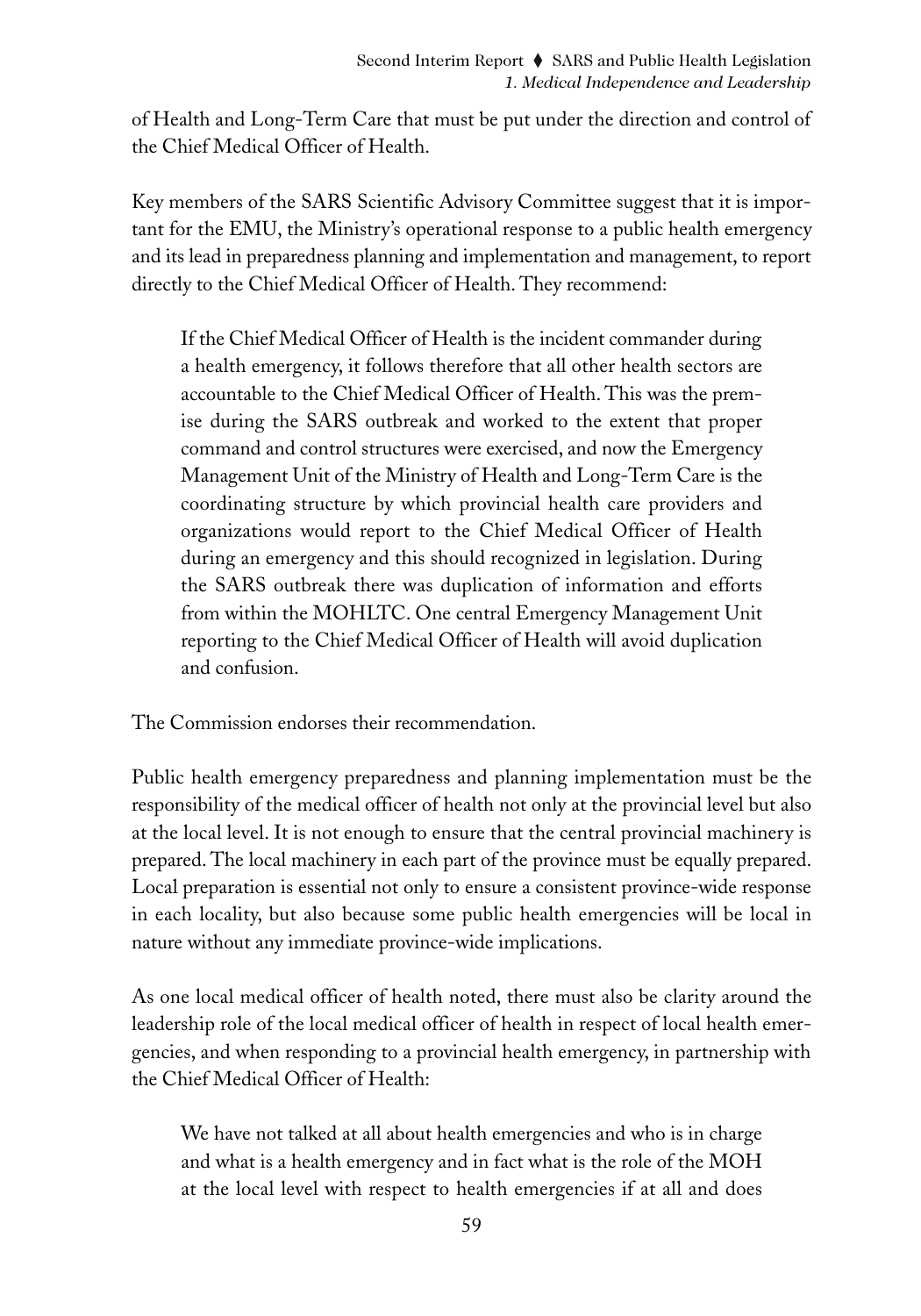of Health and Long-Term Care that must be put under the direction and control of the Chief Medical Officer of Health.

Key members of the SARS Scientific Advisory Committee suggest that it is important for the EMU, the Ministry's operational response to a public health emergency and its lead in preparedness planning and implementation and management, to report directly to the Chief Medical Officer of Health. They recommend:

> If the Chief Medical Officer of Health is the incident commander during a health emergency, it follows therefore that all other health sectors are accountable to the Chief Medical Officer of Health. This was the premise during the SARS outbreak and worked to the extent that proper command and control structures were exercised, and now the Emergency Management Unit of the Ministry of Health and Long-Term Care is the coordinating structure by which provincial health care providers and organizations would report to the Chief Medical Officer of Health during an emergency and this should recognized in legislation. During the SARS outbreak there was duplication of information and efforts from within the MOHLTC. One central Emergency Management Unit reporting to the Chief Medical Officer of Health will avoid duplication and confusion.

The Commission endorses their recommendation.

Public health emergency preparedness and planning implementation must be the responsibility of the medical officer of health not only at the provincial level but also at the local level. It is not enough to ensure that the central provincial machinery is prepared. The local machinery in each part of the province must be equally prepared. Local preparation is essential not only to ensure a consistent province-wide response in each locality, but also because some public health emergencies will be local in nature without any immediate province-wide implications.

As one local medical officer of health noted, there must also be clarity around the leadership role of the local medical officer of health in respect of local health emergencies, and when responding to a provincial health emergency, in partnership with the Chief Medical Officer of Health:

> We have not talked at all about health emergencies and who is in charge and what is a health emergency and in fact what is the role of the MOH at the local level with respect to health emergencies if at all and does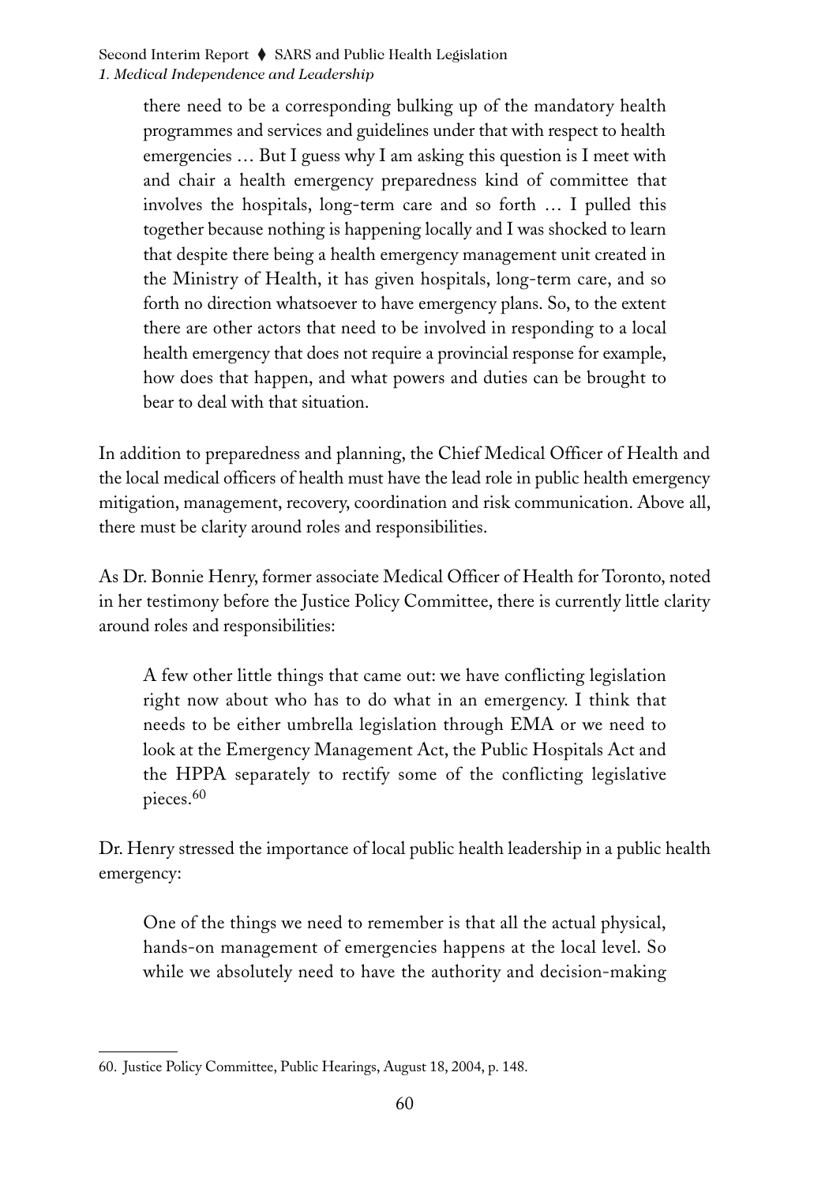> there need to be a corresponding bulking up of the mandatory health programmes and services and guidelines under that with respect to health emergencies … But I guess why I am asking this question is I meet with and chair a health emergency preparedness kind of committee that involves the hospitals, long-term care and so forth … I pulled this together because nothing is happening locally and I was shocked to learn that despite there being a health emergency management unit created in the Ministry of Health, it has given hospitals, long-term care, and so forth no direction whatsoever to have emergency plans. So, to the extent there are other actors that need to be involved in responding to a local health emergency that does not require a provincial response for example, how does that happen, and what powers and duties can be brought to bear to deal with that situation.

In addition to preparedness and planning, the Chief Medical Officer of Health and the local medical officers of health must have the lead role in public health emergency mitigation, management, recovery, coordination and risk communication. Above all, there must be clarity around roles and responsibilities.

As Dr. Bonnie Henry, former associate Medical Officer of Health for Toronto, noted in her testimony before the Justice Policy Committee, there is currently little clarity around roles and responsibilities:

> A few other little things that came out: we have conflicting legislation right now about who has to do what in an emergency. I think that needs to be either umbrella legislation through EMA or we need to look at the Emergency Management Act, the Public Hospitals Act and the HPPA separately to rectify some of the conflicting legislative pieces.[60]

Dr. Henry stressed the importance of local public health leadership in a public health emergency:

> One of the things we need to remember is that all the actual physical, hands-on management of emergencies happens at the local level. So while we absolutely need to have the authority and decision-making

60. Justice Policy Committee, Public Hearings, August 18, 2004, p. 148.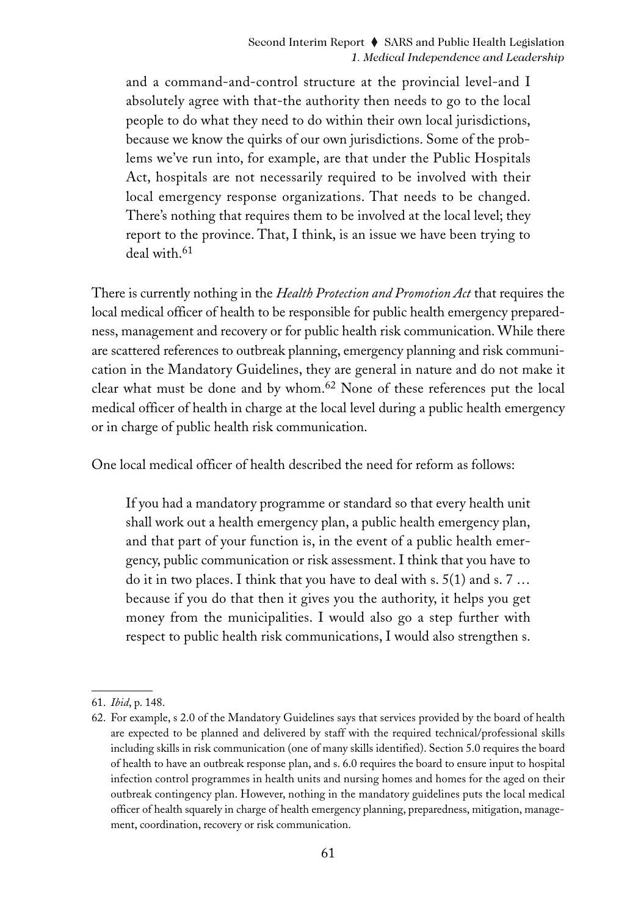> and a command-and-control structure at the provincial level-and I absolutely agree with that-the authority then needs to go to the local people to do what they need to do within their own local jurisdictions, because we know the quirks of our own jurisdictions. Some of the problems we've run into, for example, are that under the Public Hospitals Act, hospitals are not necessarily required to be involved with their local emergency response organizations. That needs to be changed. There's nothing that requires them to be involved at the local level; they report to the province. That, I think, is an issue we have been trying to deal with.[61]

There is currently nothing in the *Health Protection and Promotion Act* that requires the local medical officer of health to be responsible for public health emergency preparedness, management and recovery or for public health risk communication. While there are scattered references to outbreak planning, emergency planning and risk communication in the Mandatory Guidelines, they are general in nature and do not make it clear what must be done and by whom.[62] None of these references put the local medical officer of health in charge at the local level during a public health emergency or in charge of public health risk communication.

One local medical officer of health described the need for reform as follows:

> If you had a mandatory programme or standard so that every health unit shall work out a health emergency plan, a public health emergency plan, and that part of your function is, in the event of a public health emergency, public communication or risk assessment. I think that you have to do it in two places. I think that you have to deal with s. 5(1) and s. 7 … because if you do that then it gives you the authority, it helps you get money from the municipalities. I would also go a step further with respect to public health risk communications, I would also strengthen s.

---

61. *Ibid*, p. 148.

62. For example, s 2.0 of the Mandatory Guidelines says that services provided by the board of health are expected to be planned and delivered by staff with the required technical/professional skills including skills in risk communication (one of many skills identified). Section 5.0 requires the board of health to have an outbreak response plan, and s. 6.0 requires the board to ensure input to hospital infection control programmes in health units and nursing homes and homes for the aged on their outbreak contingency plan. However, nothing in the mandatory guidelines puts the local medical officer of health squarely in charge of health emergency planning, preparedness, mitigation, management, coordination, recovery or risk communication.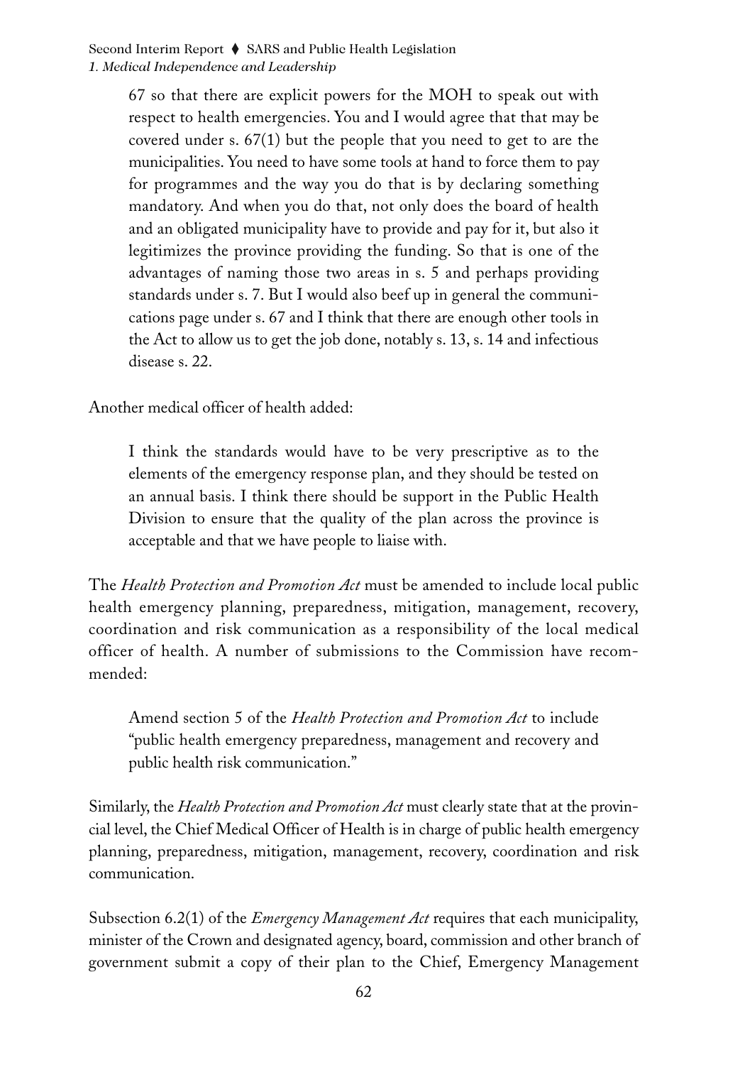> 67 so that there are explicit powers for the MOH to speak out with respect to health emergencies. You and I would agree that that may be covered under s. 67(1) but the people that you need to get to are the municipalities. You need to have some tools at hand to force them to pay for programmes and the way you do that is by declaring something mandatory. And when you do that, not only does the board of health and an obligated municipality have to provide and pay for it, but also it legitimizes the province providing the funding. So that is one of the advantages of naming those two areas in s. 5 and perhaps providing standards under s. 7. But I would also beef up in general the communications page under s. 67 and I think that there are enough other tools in the Act to allow us to get the job done, notably s. 13, s. 14 and infectious disease s. 22.

Another medical officer of health added:

> I think the standards would have to be very prescriptive as to the elements of the emergency response plan, and they should be tested on an annual basis. I think there should be support in the Public Health Division to ensure that the quality of the plan across the province is acceptable and that we have people to liaise with.

The *Health Protection and Promotion Act* must be amended to include local public health emergency planning, preparedness, mitigation, management, recovery, coordination and risk communication as a responsibility of the local medical officer of health. A number of submissions to the Commission have recommended:

> Amend section 5 of the *Health Protection and Promotion Act* to include "public health emergency preparedness, management and recovery and public health risk communication."

Similarly, the *Health Protection and Promotion Act* must clearly state that at the provincial level, the Chief Medical Officer of Health is in charge of public health emergency planning, preparedness, mitigation, management, recovery, coordination and risk communication.

Subsection 6.2(1) of the *Emergency Management Act* requires that each municipality, minister of the Crown and designated agency, board, commission and other branch of government submit a copy of their plan to the Chief, Emergency Management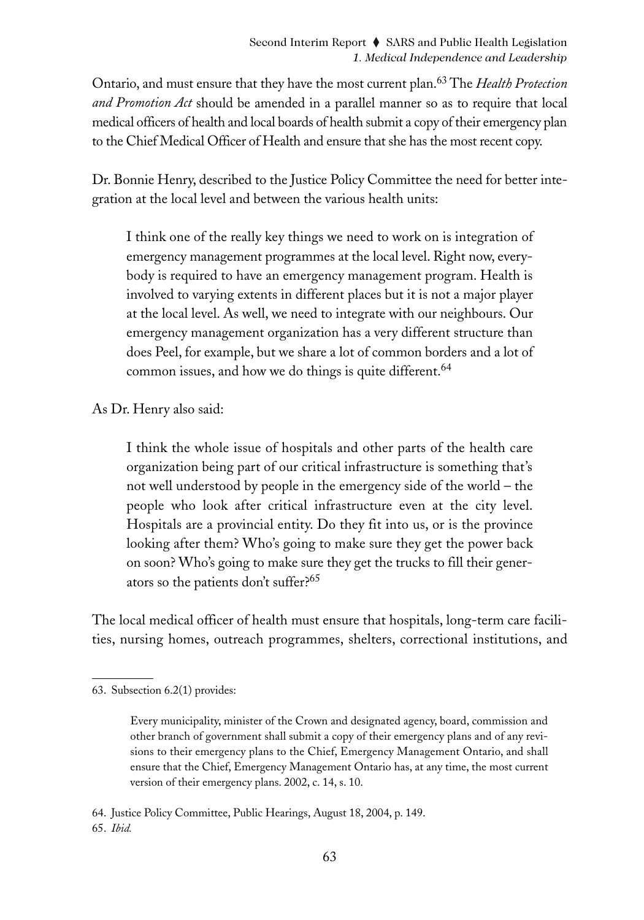Ontario, and must ensure that they have the most current plan.[63] The *Health Protection and Promotion Act* should be amended in a parallel manner so as to require that local medical officers of health and local boards of health submit a copy of their emergency plan to the Chief Medical Officer of Health and ensure that she has the most recent copy.

Dr. Bonnie Henry, described to the Justice Policy Committee the need for better integration at the local level and between the various health units:

> I think one of the really key things we need to work on is integration of emergency management programmes at the local level. Right now, everybody is required to have an emergency management program. Health is involved to varying extents in different places but it is not a major player at the local level. As well, we need to integrate with our neighbours. Our emergency management organization has a very different structure than does Peel, for example, but we share a lot of common borders and a lot of common issues, and how we do things is quite different.[64]

As Dr. Henry also said:

> I think the whole issue of hospitals and other parts of the health care organization being part of our critical infrastructure is something that's not well understood by people in the emergency side of the world – the people who look after critical infrastructure even at the city level. Hospitals are a provincial entity. Do they fit into us, or is the province looking after them? Who's going to make sure they get the power back on soon? Who's going to make sure they get the trucks to fill their generators so the patients don't suffer?[65]

The local medical officer of health must ensure that hospitals, long-term care facilities, nursing homes, outreach programmes, shelters, correctional institutions, and

---

63. Subsection 6.2(1) provides:

> Every municipality, minister of the Crown and designated agency, board, commission and other branch of government shall submit a copy of their emergency plans and of any revisions to their emergency plans to the Chief, Emergency Management Ontario, and shall ensure that the Chief, Emergency Management Ontario has, at any time, the most current version of their emergency plans. 2002, c. 14, s. 10.

64. Justice Policy Committee, Public Hearings, August 18, 2004, p. 149.

65. *Ibid.*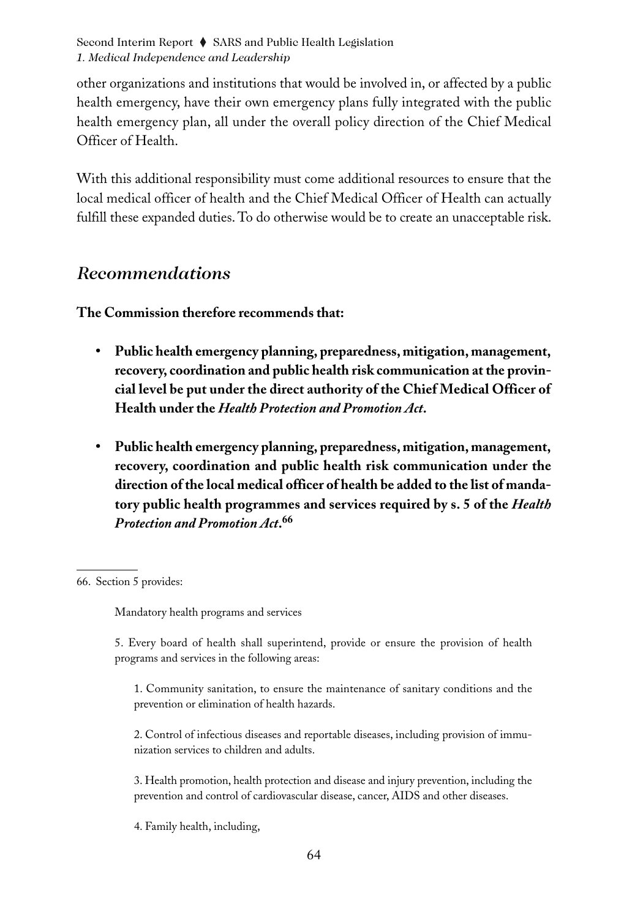other organizations and institutions that would be involved in, or affected by a public health emergency, have their own emergency plans fully integrated with the public health emergency plan, all under the overall policy direction of the Chief Medical Officer of Health.

With this additional responsibility must come additional resources to ensure that the local medical officer of health and the Chief Medical Officer of Health can actually fulfill these expanded duties. To do otherwise would be to create an unacceptable risk.

## *Recommendations*

**The Commission therefore recommends that:**

- **Public health emergency planning, preparedness, mitigation, management, recovery, coordination and public health risk communication at the provincial level be put under the direct authority of the Chief Medical Officer of Health under the *Health Protection and Promotion Act*.**

- **Public health emergency planning, preparedness, mitigation, management, recovery, coordination and public health risk communication under the direction of the local medical officer of health be added to the list of mandatory public health programmes and services required by s. 5 of the *Health Protection and Promotion Act*.[66]**

---

66. Section 5 provides:

> Mandatory health programs and services
>
> 5. Every board of health shall superintend, provide or ensure the provision of health programs and services in the following areas:
>
> 1. Community sanitation, to ensure the maintenance of sanitary conditions and the prevention or elimination of health hazards.
>
> 2. Control of infectious diseases and reportable diseases, including provision of immunization services to children and adults.
>
> 3. Health promotion, health protection and disease and injury prevention, including the prevention and control of cardiovascular disease, cancer, AIDS and other diseases.
>
> 4. Family health, including,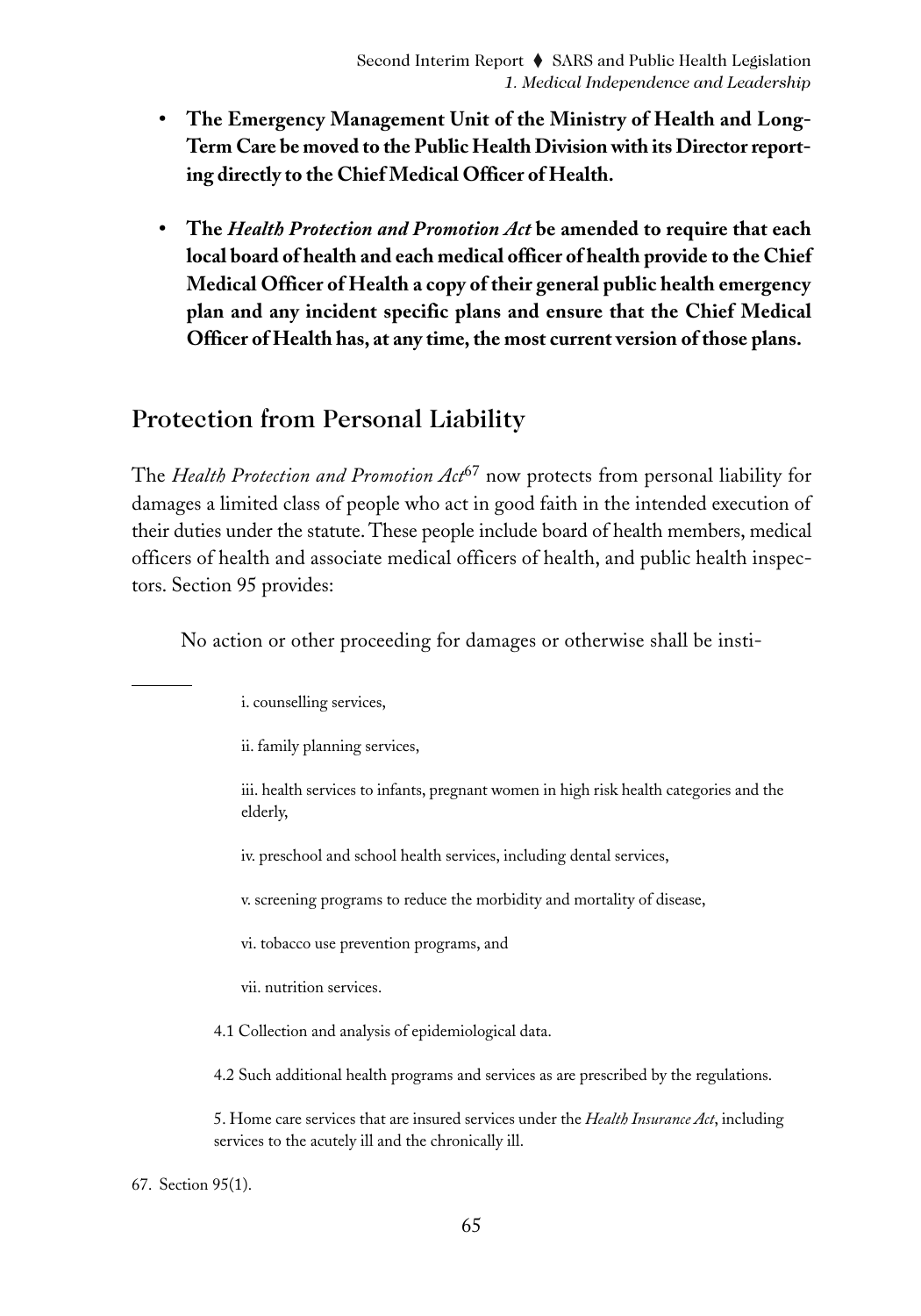- **The Emergency Management Unit of the Ministry of Health and Long-Term Care be moved to the Public Health Division with its Director reporting directly to the Chief Medical Officer of Health.**

- **The *Health Protection and Promotion Act* be amended to require that each local board of health and each medical officer of health provide to the Chief Medical Officer of Health a copy of their general public health emergency plan and any incident specific plans and ensure that the Chief Medical Officer of Health has, at any time, the most current version of those plans.**

## Protection from Personal Liability

The *Health Protection and Promotion Act*[67] now protects from personal liability for damages a limited class of people who act in good faith in the intended execution of their duties under the statute. These people include board of health members, medical officers of health and associate medical officers of health, and public health inspectors. Section 95 provides:

> No action or other proceeding for damages or otherwise shall be insti-

---

i. counselling services,

ii. family planning services,

iii. health services to infants, pregnant women in high risk health categories and the elderly,

iv. preschool and school health services, including dental services,

v. screening programs to reduce the morbidity and mortality of disease,

vi. tobacco use prevention programs, and

vii. nutrition services.

4.1 Collection and analysis of epidemiological data.

4.2 Such additional health programs and services as are prescribed by the regulations.

5. Home care services that are insured services under the *Health Insurance Act*, including services to the acutely ill and the chronically ill.

67. Section 95(1).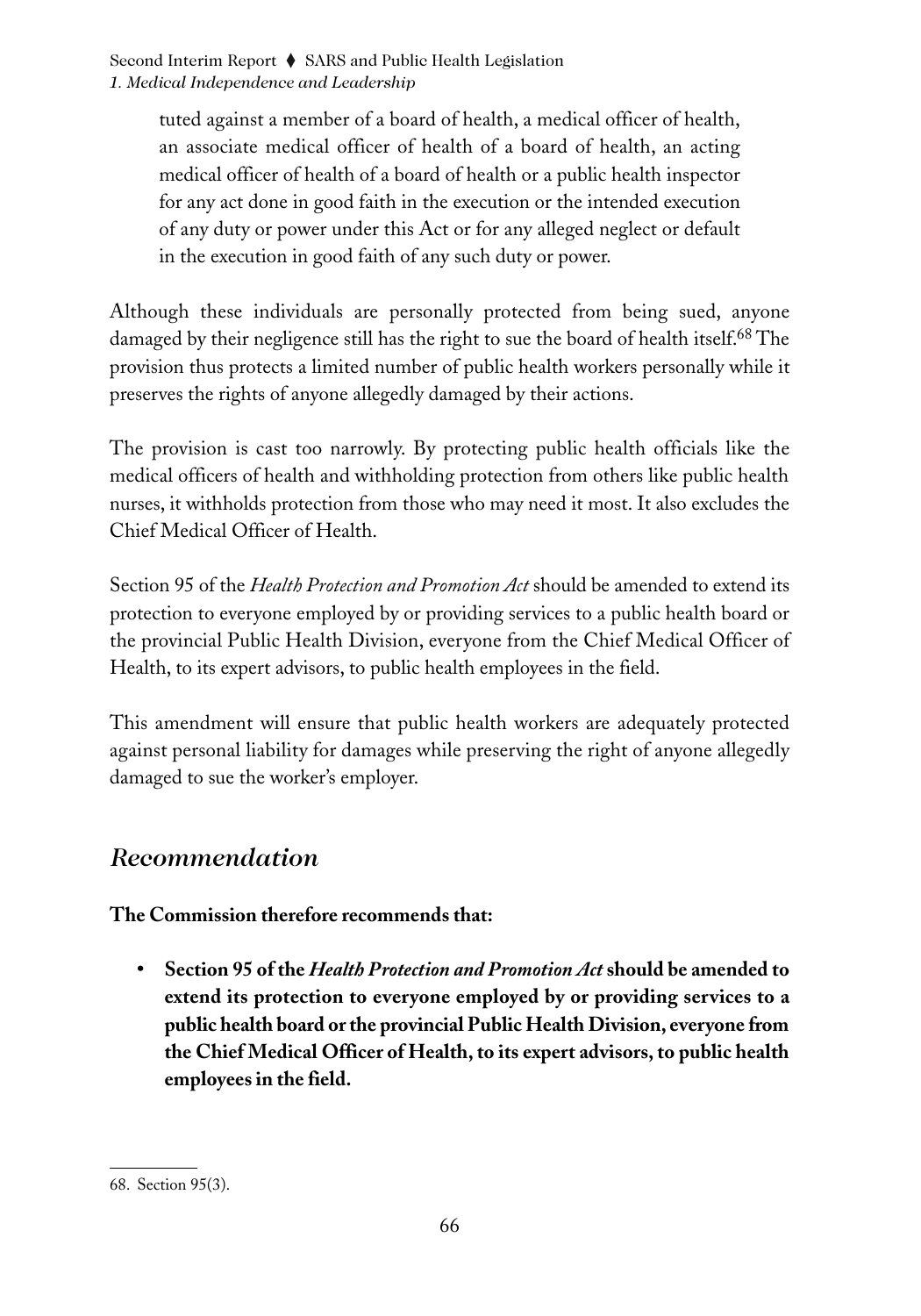> tuted against a member of a board of health, a medical officer of health, an associate medical officer of health of a board of health, an acting medical officer of health of a board of health or a public health inspector for any act done in good faith in the execution or the intended execution of any duty or power under this Act or for any alleged neglect or default in the execution in good faith of any such duty or power.

Although these individuals are personally protected from being sued, anyone damaged by their negligence still has the right to sue the board of health itself.[68] The provision thus protects a limited number of public health workers personally while it preserves the rights of anyone allegedly damaged by their actions.

The provision is cast too narrowly. By protecting public health officials like the medical officers of health and withholding protection from others like public health nurses, it withholds protection from those who may need it most. It also excludes the Chief Medical Officer of Health.

Section 95 of the *Health Protection and Promotion Act* should be amended to extend its protection to everyone employed by or providing services to a public health board or the provincial Public Health Division, everyone from the Chief Medical Officer of Health, to its expert advisors, to public health employees in the field.

This amendment will ensure that public health workers are adequately protected against personal liability for damages while preserving the right of anyone allegedly damaged to sue the worker's employer.

## *Recommendation*

**The Commission therefore recommends that:**

- **Section 95 of the *Health Protection and Promotion Act* should be amended to extend its protection to everyone employed by or providing services to a public health board or the provincial Public Health Division, everyone from the Chief Medical Officer of Health, to its expert advisors, to public health employees in the field.**

---

68. Section 95(3).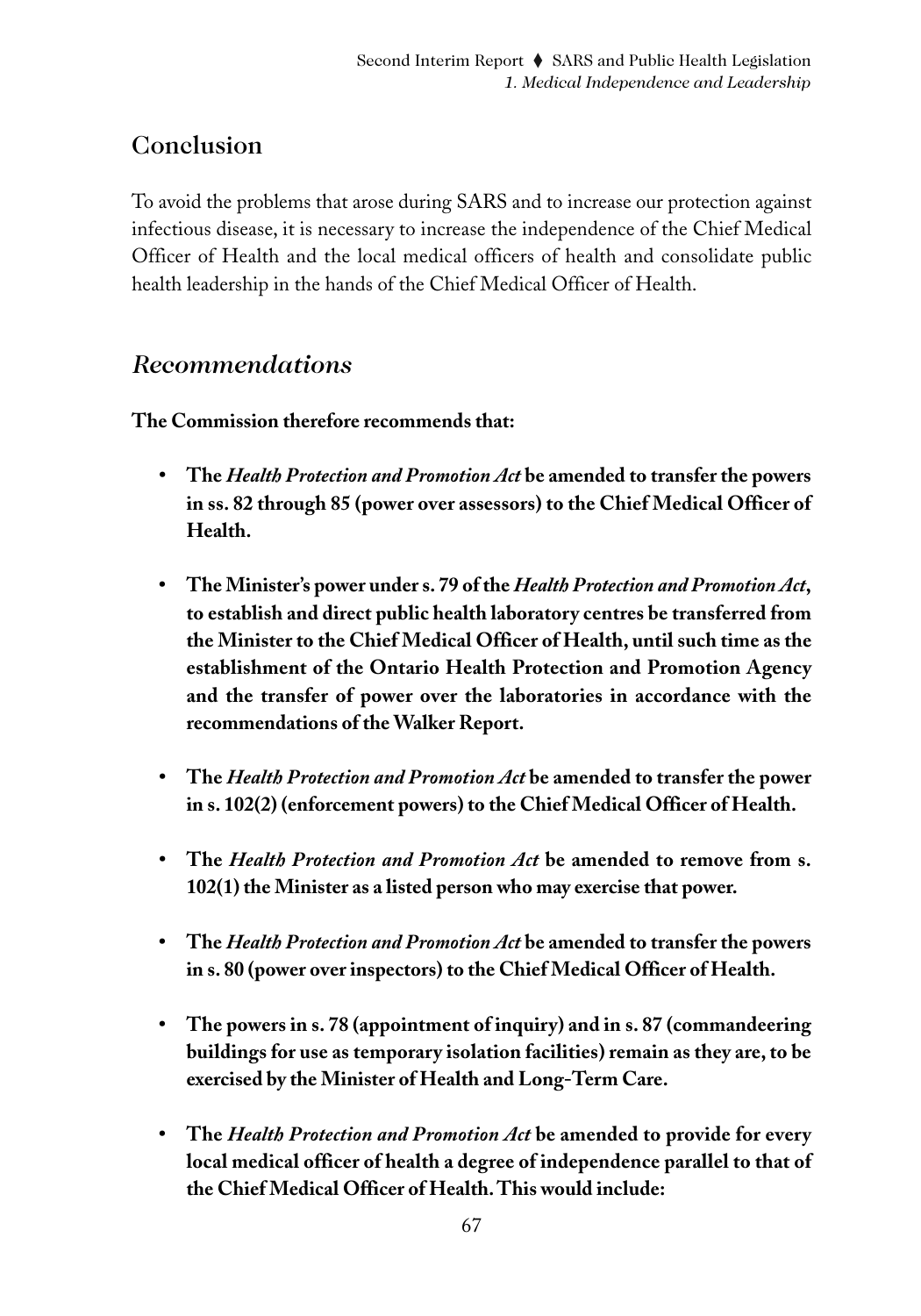## Conclusion

To avoid the problems that arose during SARS and to increase our protection against infectious disease, it is necessary to increase the independence of the Chief Medical Officer of Health and the local medical officers of health and consolidate public health leadership in the hands of the Chief Medical Officer of Health.

## *Recommendations*

**The Commission therefore recommends that:**

- **The *Health Protection and Promotion Act* be amended to transfer the powers in ss. 82 through 85 (power over assessors) to the Chief Medical Officer of Health.**

- **The Minister's power under s. 79 of the *Health Protection and Promotion Act*, to establish and direct public health laboratory centres be transferred from the Minister to the Chief Medical Officer of Health, until such time as the establishment of the Ontario Health Protection and Promotion Agency and the transfer of power over the laboratories in accordance with the recommendations of the Walker Report.**

- **The *Health Protection and Promotion Act* be amended to transfer the power in s. 102(2) (enforcement powers) to the Chief Medical Officer of Health.**

- **The *Health Protection and Promotion Act* be amended to remove from s. 102(1) the Minister as a listed person who may exercise that power.**

- **The *Health Protection and Promotion Act* be amended to transfer the powers in s. 80 (power over inspectors) to the Chief Medical Officer of Health.**

- **The powers in s. 78 (appointment of inquiry) and in s. 87 (commandeering buildings for use as temporary isolation facilities) remain as they are, to be exercised by the Minister of Health and Long-Term Care.**

- **The *Health Protection and Promotion Act* be amended to provide for every local medical officer of health a degree of independence parallel to that of the Chief Medical Officer of Health. This would include:**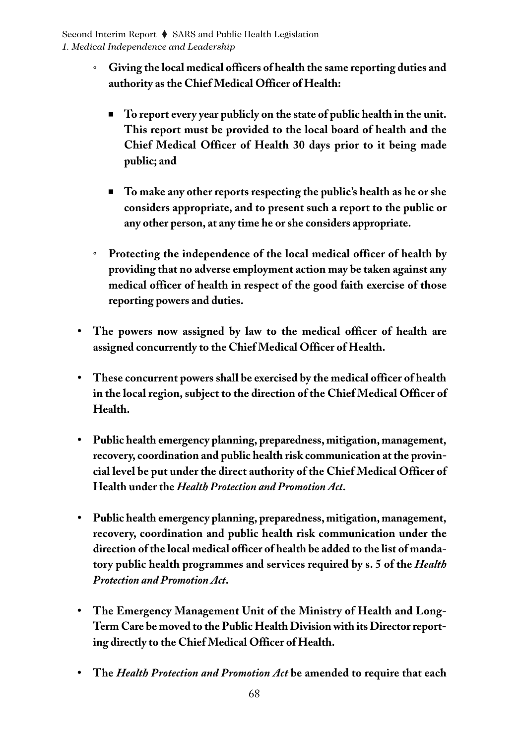- **Giving the local medical officers of health the same reporting duties and authority as the Chief Medical Officer of Health:**

  - **To report every year publicly on the state of public health in the unit. This report must be provided to the local board of health and the Chief Medical Officer of Health 30 days prior to it being made public; and**

  - **To make any other reports respecting the public's health as he or she considers appropriate, and to present such a report to the public or any other person, at any time he or she considers appropriate.**

- **Protecting the independence of the local medical officer of health by providing that no adverse employment action may be taken against any medical officer of health in respect of the good faith exercise of those reporting powers and duties.**

- **The powers now assigned by law to the medical officer of health are assigned concurrently to the Chief Medical Officer of Health.**

- **These concurrent powers shall be exercised by the medical officer of health in the local region, subject to the direction of the Chief Medical Officer of Health.**

- **Public health emergency planning, preparedness, mitigation, management, recovery, coordination and public health risk communication at the provincial level be put under the direct authority of the Chief Medical Officer of Health under the *Health Protection and Promotion Act*.**

- **Public health emergency planning, preparedness, mitigation, management, recovery, coordination and public health risk communication under the direction of the local medical officer of health be added to the list of mandatory public health programmes and services required by s. 5 of the *Health Protection and Promotion Act*.**

- **The Emergency Management Unit of the Ministry of Health and Long-Term Care be moved to the Public Health Division with its Director reporting directly to the Chief Medical Officer of Health.**

- **The *Health Protection and Promotion Act* be amended to require that each**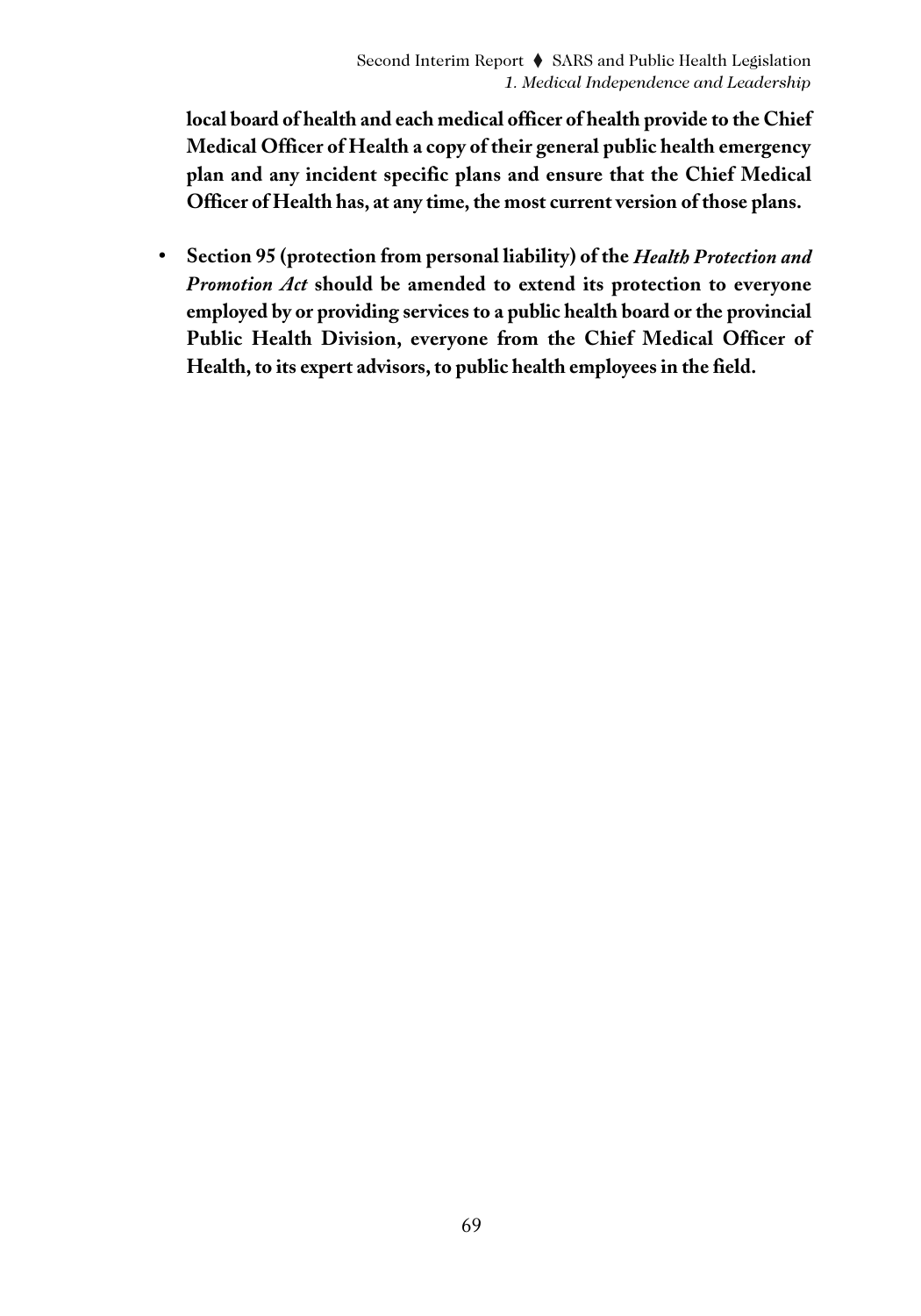**local board of health and each medical officer of health provide to the Chief Medical Officer of Health a copy of their general public health emergency plan and any incident specific plans and ensure that the Chief Medical Officer of Health has, at any time, the most current version of those plans.**

- **Section 95 (protection from personal liability) of the *Health Protection and Promotion Act* should be amended to extend its protection to everyone employed by or providing services to a public health board or the provincial Public Health Division, everyone from the Chief Medical Officer of Health, to its expert advisors, to public health employees in the field.**